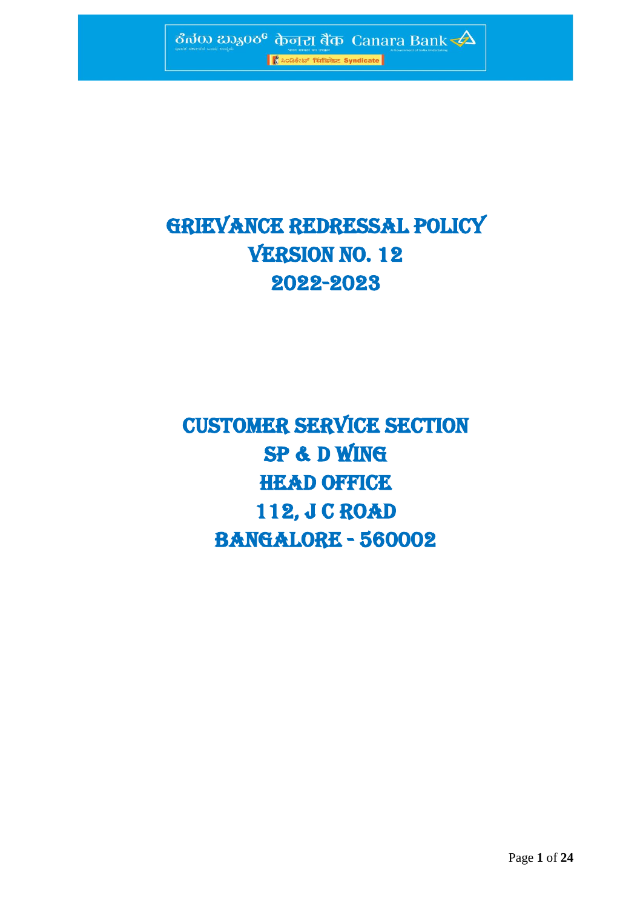# GRIEVANCE REDRESSAL POLICY

# VERSION NO. 12

# 2022-2023

## CUSTOMER SERVICE SECTION

## SP & D WING

## HEAD OFFICE

## 112, J C ROAD

## BANGALORE - 560002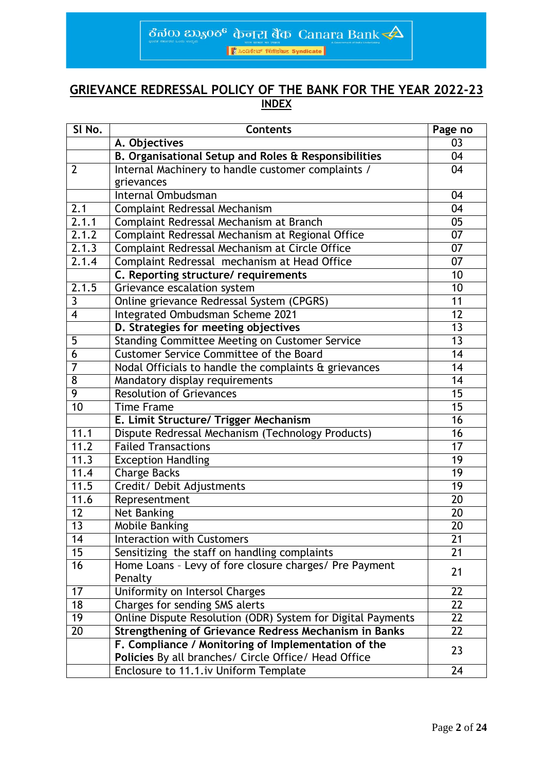## GRIEVANCE REDRESSAL POLICY OF THE BANK FOR THE YEAR 2022-23

### INDEX

| Sl No. | Contents | Page no |
|---|---|---|
| | **A. Objectives** | 03 |
| | **B. Organisational Setup and Roles & Responsibilities** | 04 |
| 2 | Internal Machinery to handle customer complaints / grievances | 04 |
| | Internal Ombudsman | 04 |
| 2.1 | Complaint Redressal Mechanism | 04 |
| 2.1.1 | Complaint Redressal Mechanism at Branch | 05 |
| 2.1.2 | Complaint Redressal Mechanism at Regional Office | 07 |
| 2.1.3 | Complaint Redressal Mechanism at Circle Office | 07 |
| 2.1.4 | Complaint Redressal mechanism at Head Office | 07 |
| | **C. Reporting structure/ requirements** | 10 |
| 2.1.5 | Grievance escalation system | 10 |
| 3 | Online grievance Redressal System (CPGRS) | 11 |
| 4 | Integrated Ombudsman Scheme 2021 | 12 |
| | **D. Strategies for meeting objectives** | 13 |
| 5 | Standing Committee Meeting on Customer Service | 13 |
| 6 | Customer Service Committee of the Board | 14 |
| 7 | Nodal Officials to handle the complaints & grievances | 14 |
| 8 | Mandatory display requirements | 14 |
| 9 | Resolution of Grievances | 15 |
| 10 | Time Frame | 15 |
| | **E. Limit Structure/ Trigger Mechanism** | 16 |
| 11.1 | Dispute Redressal Mechanism (Technology Products) | 16 |
| 11.2 | Failed Transactions | 17 |
| 11.3 | Exception Handling | 19 |
| 11.4 | Charge Backs | 19 |
| 11.5 | Credit/ Debit Adjustments | 19 |
| 11.6 | Representment | 20 |
| 12 | Net Banking | 20 |
| 13 | Mobile Banking | 20 |
| 14 | Interaction with Customers | 21 |
| 15 | Sensitizing the staff on handling complaints | 21 |
| 16 | Home Loans – Levy of fore closure charges/ Pre Payment Penalty | 21 |
| 17 | Uniformity on Intersol Charges | 22 |
| 18 | Charges for sending SMS alerts | 22 |
| 19 | Online Dispute Resolution (ODR) System for Digital Payments | 22 |
| 20 | **Strengthening of Grievance Redress Mechanism in Banks** | 22 |
| | **F. Compliance / Monitoring of Implementation of the Policies** By all branches/ Circle Office/ Head Office | 23 |
| | Enclosure to 11.1.iv Uniform Template | 24 |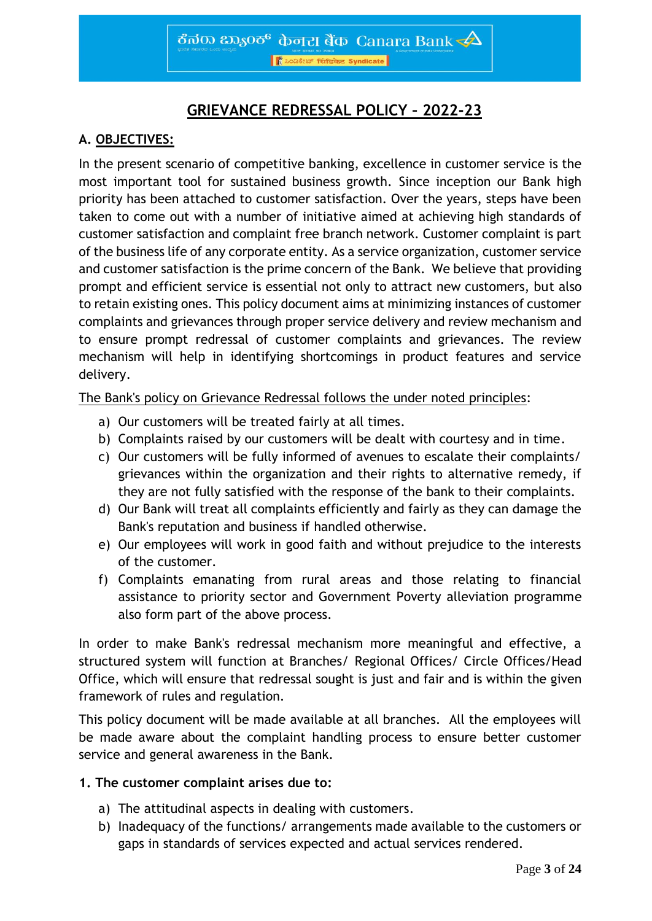# GRIEVANCE REDRESSAL POLICY – 2022-23

## A. OBJECTIVES:

In the present scenario of competitive banking, excellence in customer service is the most important tool for sustained business growth. Since inception our Bank high priority has been attached to customer satisfaction. Over the years, steps have been taken to come out with a number of initiative aimed at achieving high standards of customer satisfaction and complaint free branch network. Customer complaint is part of the business life of any corporate entity. As a service organization, customer service and customer satisfaction is the prime concern of the Bank. We believe that providing prompt and efficient service is essential not only to attract new customers, but also to retain existing ones. This policy document aims at minimizing instances of customer complaints and grievances through proper service delivery and review mechanism and to ensure prompt redressal of customer complaints and grievances. The review mechanism will help in identifying shortcomings in product features and service delivery.

The Bank's policy on Grievance Redressal follows the under noted principles:

a) Our customers will be treated fairly at all times.
b) Complaints raised by our customers will be dealt with courtesy and in time.
c) Our customers will be fully informed of avenues to escalate their complaints/ grievances within the organization and their rights to alternative remedy, if they are not fully satisfied with the response of the bank to their complaints.
d) Our Bank will treat all complaints efficiently and fairly as they can damage the Bank's reputation and business if handled otherwise.
e) Our employees will work in good faith and without prejudice to the interests of the customer.
f) Complaints emanating from rural areas and those relating to financial assistance to priority sector and Government Poverty alleviation programme also form part of the above process.

In order to make Bank's redressal mechanism more meaningful and effective, a structured system will function at Branches/ Regional Offices/ Circle Offices/Head Office, which will ensure that redressal sought is just and fair and is within the given framework of rules and regulation.

This policy document will be made available at all branches. All the employees will be made aware about the complaint handling process to ensure better customer service and general awareness in the Bank.

### 1. The customer complaint arises due to:

a) The attitudinal aspects in dealing with customers.
b) Inadequacy of the functions/ arrangements made available to the customers or gaps in standards of services expected and actual services rendered.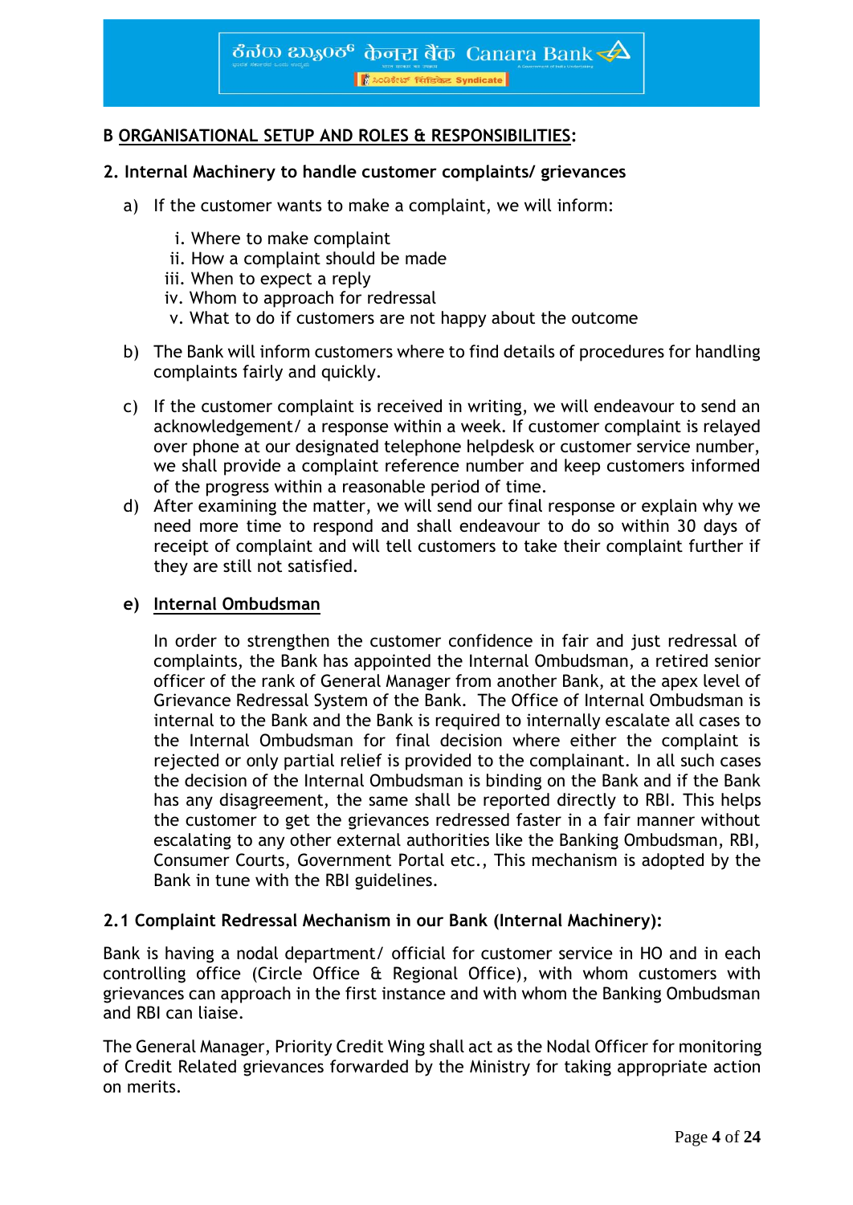## B ORGANISATIONAL SETUP AND ROLES & RESPONSIBILITIES:

### 2. Internal Machinery to handle customer complaints/ grievances

a) If the customer wants to make a complaint, we will inform:

   i. Where to make complaint
   ii. How a complaint should be made
   iii. When to expect a reply
   iv. Whom to approach for redressal
   v. What to do if customers are not happy about the outcome

b) The Bank will inform customers where to find details of procedures for handling complaints fairly and quickly.

c) If the customer complaint is received in writing, we will endeavour to send an acknowledgement/ a response within a week. If customer complaint is relayed over phone at our designated telephone helpdesk or customer service number, we shall provide a complaint reference number and keep customers informed of the progress within a reasonable period of time.

d) After examining the matter, we will send our final response or explain why we need more time to respond and shall endeavour to do so within 30 days of receipt of complaint and will tell customers to take their complaint further if they are still not satisfied.

**e) Internal Ombudsman**

In order to strengthen the customer confidence in fair and just redressal of complaints, the Bank has appointed the Internal Ombudsman, a retired senior officer of the rank of General Manager from another Bank, at the apex level of Grievance Redressal System of the Bank. The Office of Internal Ombudsman is internal to the Bank and the Bank is required to internally escalate all cases to the Internal Ombudsman for final decision where either the complaint is rejected or only partial relief is provided to the complainant. In all such cases the decision of the Internal Ombudsman is binding on the Bank and if the Bank has any disagreement, the same shall be reported directly to RBI. This helps the customer to get the grievances redressed faster in a fair manner without escalating to any other external authorities like the Banking Ombudsman, RBI, Consumer Courts, Government Portal etc., This mechanism is adopted by the Bank in tune with the RBI guidelines.

### 2.1 Complaint Redressal Mechanism in our Bank (Internal Machinery):

Bank is having a nodal department/ official for customer service in HO and in each controlling office (Circle Office & Regional Office), with whom customers with grievances can approach in the first instance and with whom the Banking Ombudsman and RBI can liaise.

The General Manager, Priority Credit Wing shall act as the Nodal Officer for monitoring of Credit Related grievances forwarded by the Ministry for taking appropriate action on merits.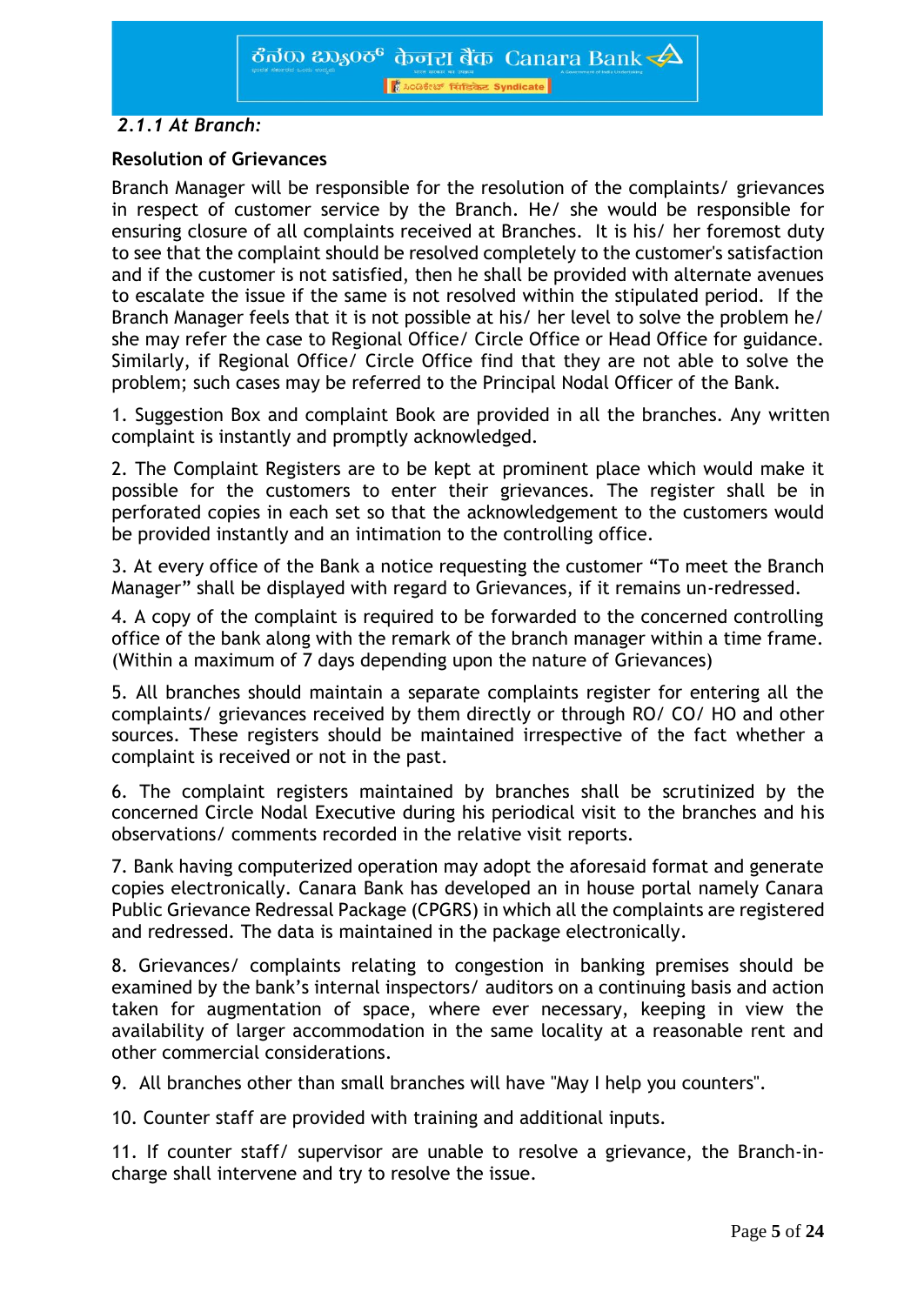*2.1.1 At Branch:*

**Resolution of Grievances**

Branch Manager will be responsible for the resolution of the complaints/ grievances in respect of customer service by the Branch. He/ she would be responsible for ensuring closure of all complaints received at Branches. It is his/ her foremost duty to see that the complaint should be resolved completely to the customer's satisfaction and if the customer is not satisfied, then he shall be provided with alternate avenues to escalate the issue if the same is not resolved within the stipulated period. If the Branch Manager feels that it is not possible at his/ her level to solve the problem he/ she may refer the case to Regional Office/ Circle Office or Head Office for guidance. Similarly, if Regional Office/ Circle Office find that they are not able to solve the problem; such cases may be referred to the Principal Nodal Officer of the Bank.

1. Suggestion Box and complaint Book are provided in all the branches. Any written complaint is instantly and promptly acknowledged.

2. The Complaint Registers are to be kept at prominent place which would make it possible for the customers to enter their grievances. The register shall be in perforated copies in each set so that the acknowledgement to the customers would be provided instantly and an intimation to the controlling office.

3. At every office of the Bank a notice requesting the customer "To meet the Branch Manager" shall be displayed with regard to Grievances, if it remains un-redressed.

4. A copy of the complaint is required to be forwarded to the concerned controlling office of the bank along with the remark of the branch manager within a time frame. (Within a maximum of 7 days depending upon the nature of Grievances)

5. All branches should maintain a separate complaints register for entering all the complaints/ grievances received by them directly or through RO/ CO/ HO and other sources. These registers should be maintained irrespective of the fact whether a complaint is received or not in the past.

6. The complaint registers maintained by branches shall be scrutinized by the concerned Circle Nodal Executive during his periodical visit to the branches and his observations/ comments recorded in the relative visit reports.

7. Bank having computerized operation may adopt the aforesaid format and generate copies electronically. Canara Bank has developed an in house portal namely Canara Public Grievance Redressal Package (CPGRS) in which all the complaints are registered and redressed. The data is maintained in the package electronically.

8. Grievances/ complaints relating to congestion in banking premises should be examined by the bank's internal inspectors/ auditors on a continuing basis and action taken for augmentation of space, where ever necessary, keeping in view the availability of larger accommodation in the same locality at a reasonable rent and other commercial considerations.

9. All branches other than small branches will have "May I help you counters".

10. Counter staff are provided with training and additional inputs.

11. If counter staff/ supervisor are unable to resolve a grievance, the Branch-in-charge shall intervene and try to resolve the issue.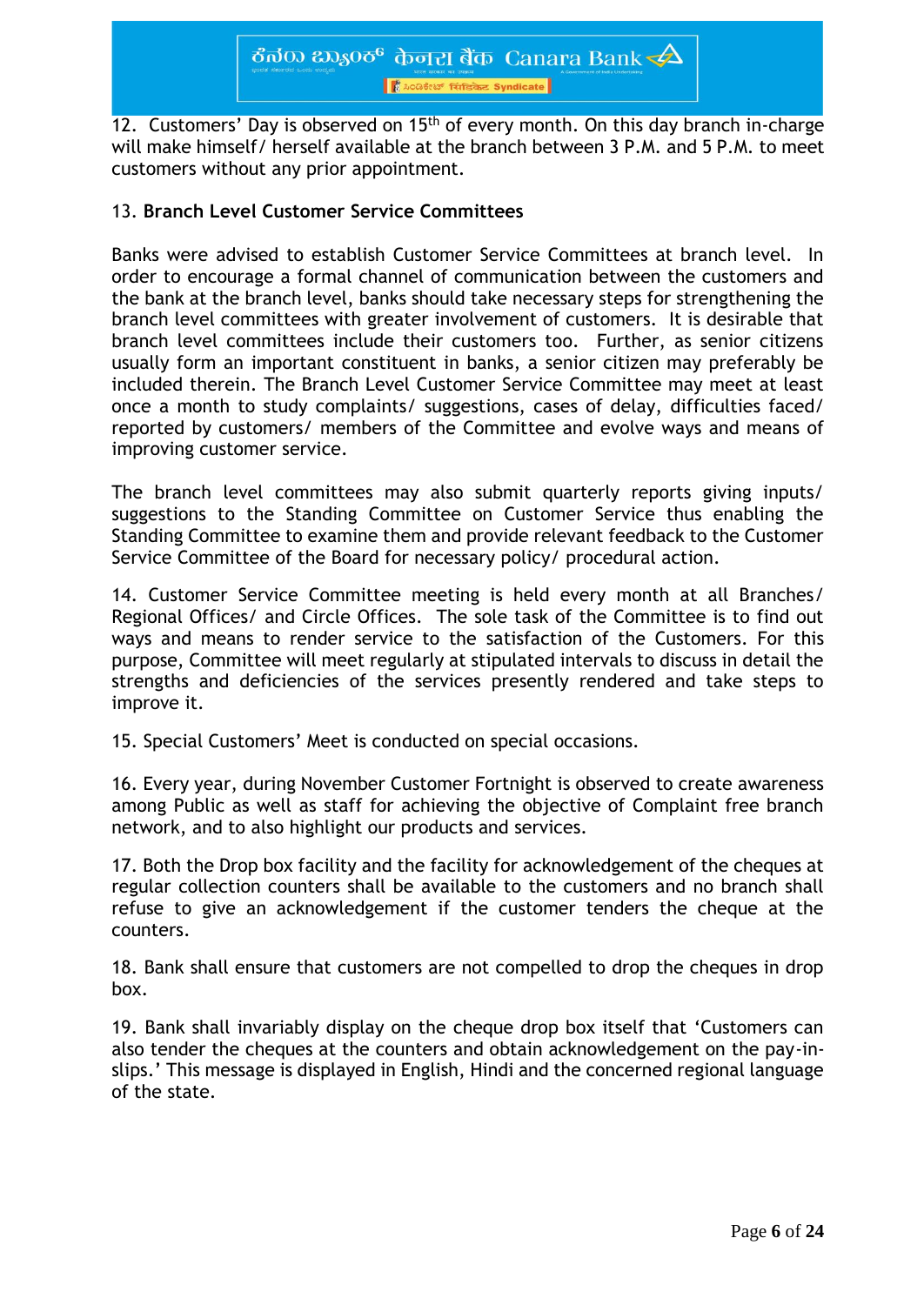12. Customers' Day is observed on 15th of every month. On this day branch in-charge will make himself/ herself available at the branch between 3 P.M. and 5 P.M. to meet customers without any prior appointment.

13. **Branch Level Customer Service Committees**

Banks were advised to establish Customer Service Committees at branch level. In order to encourage a formal channel of communication between the customers and the bank at the branch level, banks should take necessary steps for strengthening the branch level committees with greater involvement of customers. It is desirable that branch level committees include their customers too. Further, as senior citizens usually form an important constituent in banks, a senior citizen may preferably be included therein. The Branch Level Customer Service Committee may meet at least once a month to study complaints/ suggestions, cases of delay, difficulties faced/ reported by customers/ members of the Committee and evolve ways and means of improving customer service.

The branch level committees may also submit quarterly reports giving inputs/ suggestions to the Standing Committee on Customer Service thus enabling the Standing Committee to examine them and provide relevant feedback to the Customer Service Committee of the Board for necessary policy/ procedural action.

14. Customer Service Committee meeting is held every month at all Branches/ Regional Offices/ and Circle Offices. The sole task of the Committee is to find out ways and means to render service to the satisfaction of the Customers. For this purpose, Committee will meet regularly at stipulated intervals to discuss in detail the strengths and deficiencies of the services presently rendered and take steps to improve it.

15. Special Customers' Meet is conducted on special occasions.

16. Every year, during November Customer Fortnight is observed to create awareness among Public as well as staff for achieving the objective of Complaint free branch network, and to also highlight our products and services.

17. Both the Drop box facility and the facility for acknowledgement of the cheques at regular collection counters shall be available to the customers and no branch shall refuse to give an acknowledgement if the customer tenders the cheque at the counters.

18. Bank shall ensure that customers are not compelled to drop the cheques in drop box.

19. Bank shall invariably display on the cheque drop box itself that 'Customers can also tender the cheques at the counters and obtain acknowledgement on the pay-in-slips.' This message is displayed in English, Hindi and the concerned regional language of the state.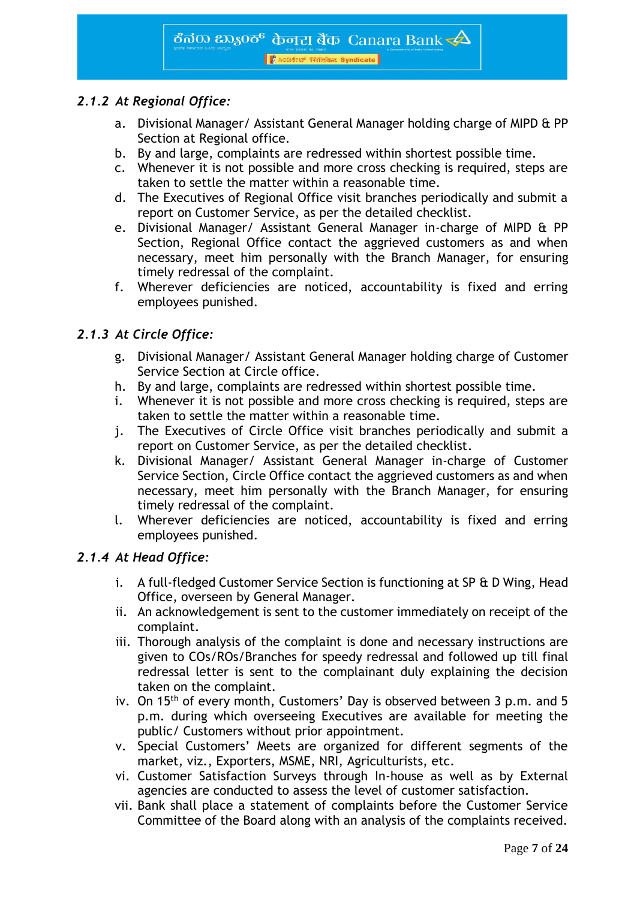### *2.1.2 At Regional Office:*

a. Divisional Manager/ Assistant General Manager holding charge of MIPD & PP Section at Regional office.
b. By and large, complaints are redressed within shortest possible time.
c. Whenever it is not possible and more cross checking is required, steps are taken to settle the matter within a reasonable time.
d. The Executives of Regional Office visit branches periodically and submit a report on Customer Service, as per the detailed checklist.
e. Divisional Manager/ Assistant General Manager in-charge of MIPD & PP Section, Regional Office contact the aggrieved customers as and when necessary, meet him personally with the Branch Manager, for ensuring timely redressal of the complaint.
f. Wherever deficiencies are noticed, accountability is fixed and erring employees punished.

### *2.1.3 At Circle Office:*

g. Divisional Manager/ Assistant General Manager holding charge of Customer Service Section at Circle office.
h. By and large, complaints are redressed within shortest possible time.
i. Whenever it is not possible and more cross checking is required, steps are taken to settle the matter within a reasonable time.
j. The Executives of Circle Office visit branches periodically and submit a report on Customer Service, as per the detailed checklist.
k. Divisional Manager/ Assistant General Manager in-charge of Customer Service Section, Circle Office contact the aggrieved customers as and when necessary, meet him personally with the Branch Manager, for ensuring timely redressal of the complaint.
l. Wherever deficiencies are noticed, accountability is fixed and erring employees punished.

### *2.1.4 At Head Office:*

i. A full-fledged Customer Service Section is functioning at SP & D Wing, Head Office, overseen by General Manager.
ii. An acknowledgement is sent to the customer immediately on receipt of the complaint.
iii. Thorough analysis of the complaint is done and necessary instructions are given to COs/ROs/Branches for speedy redressal and followed up till final redressal letter is sent to the complainant duly explaining the decision taken on the complaint.
iv. On 15th of every month, Customers' Day is observed between 3 p.m. and 5 p.m. during which overseeing Executives are available for meeting the public/ Customers without prior appointment.
v. Special Customers' Meets are organized for different segments of the market, viz., Exporters, MSME, NRI, Agriculturists, etc.
vi. Customer Satisfaction Surveys through In-house as well as by External agencies are conducted to assess the level of customer satisfaction.
vii. Bank shall place a statement of complaints before the Customer Service Committee of the Board along with an analysis of the complaints received.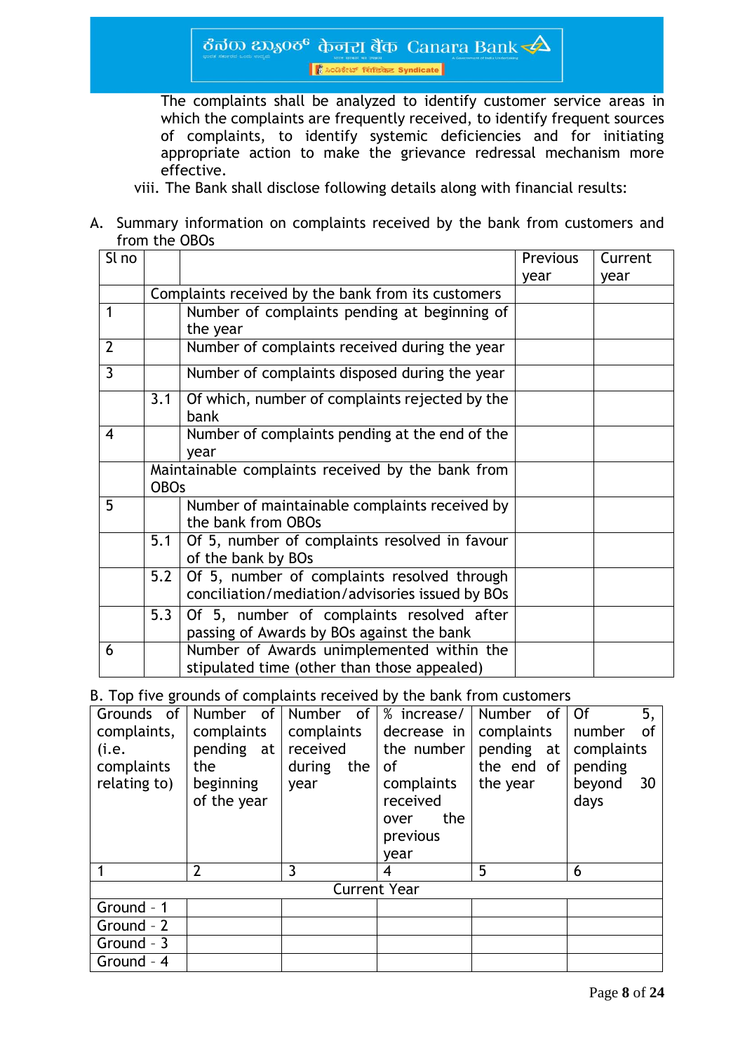The complaints shall be analyzed to identify customer service areas in which the complaints are frequently received, to identify frequent sources of complaints, to identify systemic deficiencies and for initiating appropriate action to make the grievance redressal mechanism more effective.

viii. The Bank shall disclose following details along with financial results:

A. Summary information on complaints received by the bank from customers and from the OBOs

| Sl no | | | Previous year | Current year |
|---|---|---|---|---|
| | Complaints received by the bank from its customers | | | |
| 1 | | Number of complaints pending at beginning of the year | | |
| 2 | | Number of complaints received during the year | | |
| 3 | | Number of complaints disposed during the year | | |
| | 3.1 | Of which, number of complaints rejected by the bank | | |
| 4 | | Number of complaints pending at the end of the year | | |
| | Maintainable complaints received by the bank from OBOs | | | |
| 5 | | Number of maintainable complaints received by the bank from OBOs | | |
| | 5.1 | Of 5, number of complaints resolved in favour of the bank by BOs | | |
| | 5.2 | Of 5, number of complaints resolved through conciliation/mediation/advisories issued by BOs | | |
| | 5.3 | Of 5, number of complaints resolved after passing of Awards by BOs against the bank | | |
| 6 | | Number of Awards unimplemented within the stipulated time (other than those appealed) | | |

B. Top five grounds of complaints received by the bank from customers

| Grounds of complaints, (i.e. complaints relating to) | Number of complaints pending at the beginning of the year | Number of complaints received during the year | % increase/ decrease in the number of complaints received over the previous year | Number of complaints pending at the end of the year | Of 5, number of complaints pending beyond 30 days |
|---|---|---|---|---|---|
| 1 | 2 | 3 | 4 | 5 | 6 |
| Current Year | | | | | |
| Ground - 1 | | | | | |
| Ground - 2 | | | | | |
| Ground - 3 | | | | | |
| Ground - 4 | | | | | |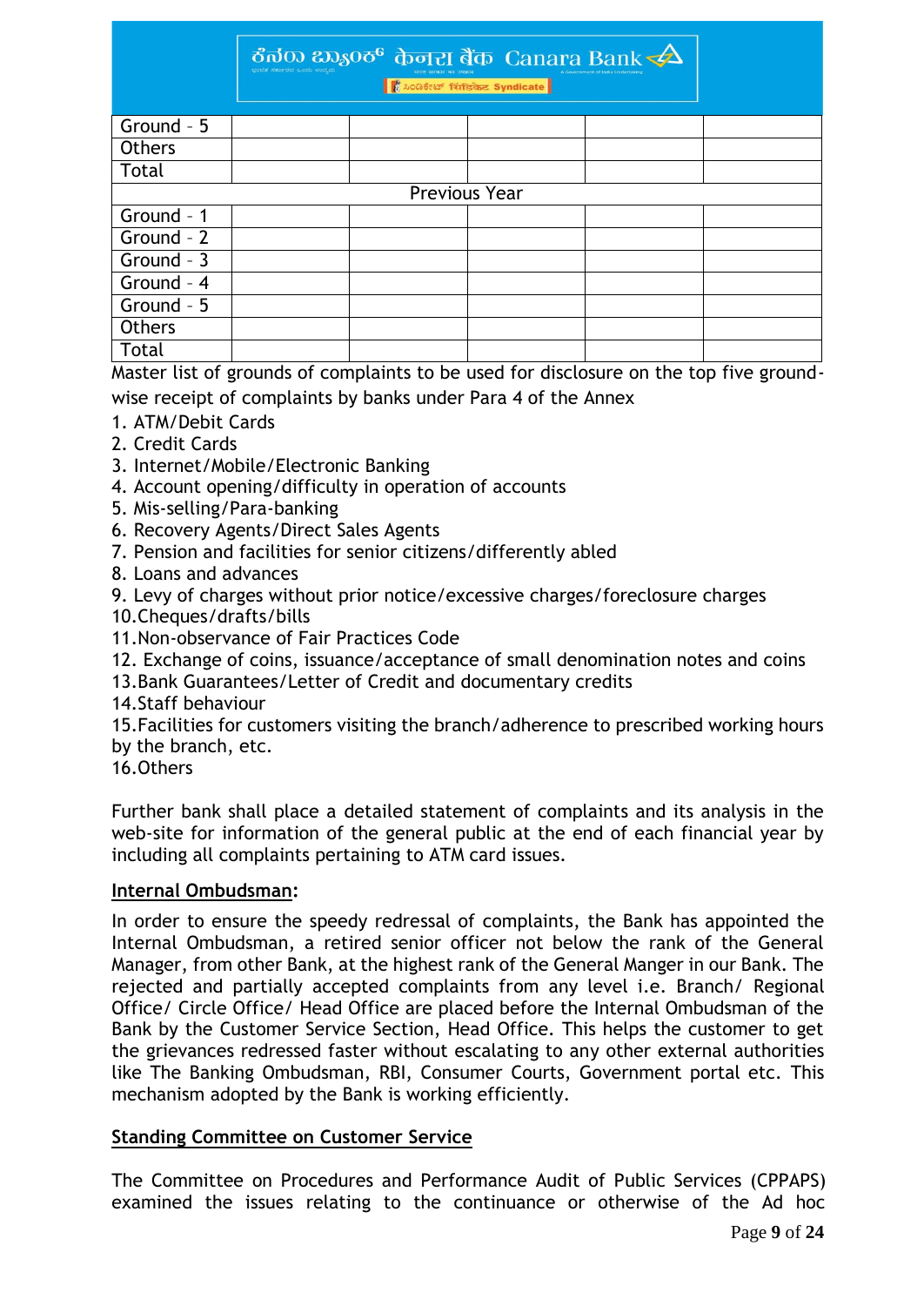| | | | | | |
|---|---|---|---|---|---|
| Ground - 5 | | | | | |
| Others | | | | | |
| Total | | | | | |
| Previous Year | | | | | |
| Ground - 1 | | | | | |
| Ground - 2 | | | | | |
| Ground - 3 | | | | | |
| Ground - 4 | | | | | |
| Ground - 5 | | | | | |
| Others | | | | | |
| Total | | | | | |

Master list of grounds of complaints to be used for disclosure on the top five ground-wise receipt of complaints by banks under Para 4 of the Annex

1. ATM/Debit Cards
2. Credit Cards
3. Internet/Mobile/Electronic Banking
4. Account opening/difficulty in operation of accounts
5. Mis-selling/Para-banking
6. Recovery Agents/Direct Sales Agents
7. Pension and facilities for senior citizens/differently abled
8. Loans and advances
9. Levy of charges without prior notice/excessive charges/foreclosure charges
10. Cheques/drafts/bills
11. Non-observance of Fair Practices Code
12. Exchange of coins, issuance/acceptance of small denomination notes and coins
13. Bank Guarantees/Letter of Credit and documentary credits
14. Staff behaviour
15. Facilities for customers visiting the branch/adherence to prescribed working hours by the branch, etc.
16. Others

Further bank shall place a detailed statement of complaints and its analysis in the web-site for information of the general public at the end of each financial year by including all complaints pertaining to ATM card issues.

**Internal Ombudsman:**

In order to ensure the speedy redressal of complaints, the Bank has appointed the Internal Ombudsman, a retired senior officer not below the rank of the General Manager, from other Bank, at the highest rank of the General Manger in our Bank. The rejected and partially accepted complaints from any level i.e. Branch/ Regional Office/ Circle Office/ Head Office are placed before the Internal Ombudsman of the Bank by the Customer Service Section, Head Office. This helps the customer to get the grievances redressed faster without escalating to any other external authorities like The Banking Ombudsman, RBI, Consumer Courts, Government portal etc. This mechanism adopted by the Bank is working efficiently.

**Standing Committee on Customer Service**

The Committee on Procedures and Performance Audit of Public Services (CPPAPS) examined the issues relating to the continuance or otherwise of the Ad hoc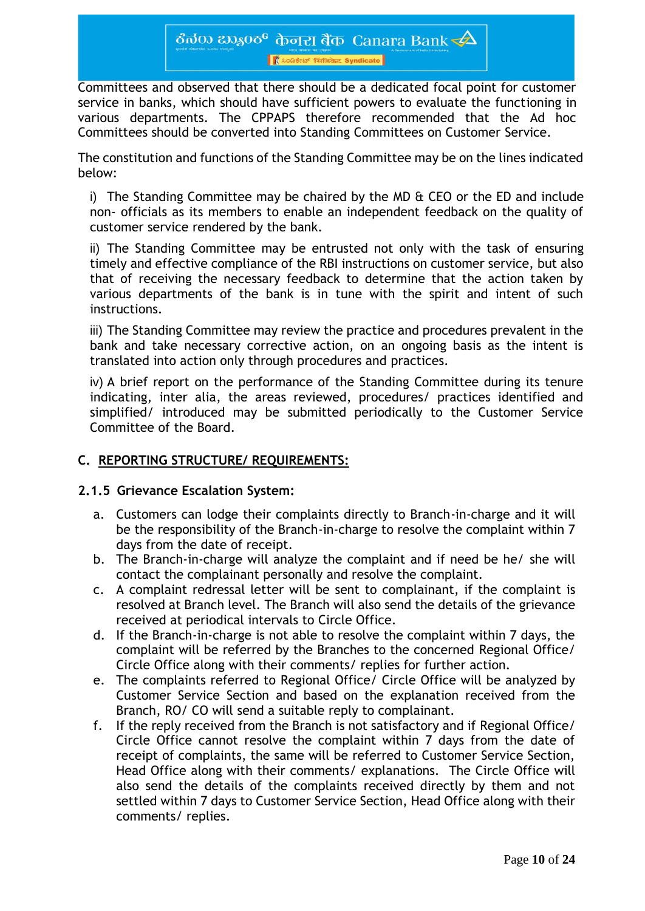Committees and observed that there should be a dedicated focal point for customer service in banks, which should have sufficient powers to evaluate the functioning in various departments. The CPPAPS therefore recommended that the Ad hoc Committees should be converted into Standing Committees on Customer Service.

The constitution and functions of the Standing Committee may be on the lines indicated below:

i) The Standing Committee may be chaired by the MD & CEO or the ED and include non- officials as its members to enable an independent feedback on the quality of customer service rendered by the bank.

ii) The Standing Committee may be entrusted not only with the task of ensuring timely and effective compliance of the RBI instructions on customer service, but also that of receiving the necessary feedback to determine that the action taken by various departments of the bank is in tune with the spirit and intent of such instructions.

iii) The Standing Committee may review the practice and procedures prevalent in the bank and take necessary corrective action, on an ongoing basis as the intent is translated into action only through procedures and practices.

iv) A brief report on the performance of the Standing Committee during its tenure indicating, inter alia, the areas reviewed, procedures/ practices identified and simplified/ introduced may be submitted periodically to the Customer Service Committee of the Board.

## C. REPORTING STRUCTURE/ REQUIREMENTS:

### 2.1.5 Grievance Escalation System:

a. Customers can lodge their complaints directly to Branch-in-charge and it will be the responsibility of the Branch-in-charge to resolve the complaint within 7 days from the date of receipt.
b. The Branch-in-charge will analyze the complaint and if need be he/ she will contact the complainant personally and resolve the complaint.
c. A complaint redressal letter will be sent to complainant, if the complaint is resolved at Branch level. The Branch will also send the details of the grievance received at periodical intervals to Circle Office.
d. If the Branch-in-charge is not able to resolve the complaint within 7 days, the complaint will be referred by the Branches to the concerned Regional Office/ Circle Office along with their comments/ replies for further action.
e. The complaints referred to Regional Office/ Circle Office will be analyzed by Customer Service Section and based on the explanation received from the Branch, RO/ CO will send a suitable reply to complainant.
f. If the reply received from the Branch is not satisfactory and if Regional Office/ Circle Office cannot resolve the complaint within 7 days from the date of receipt of complaints, the same will be referred to Customer Service Section, Head Office along with their comments/ explanations. The Circle Office will also send the details of the complaints received directly by them and not settled within 7 days to Customer Service Section, Head Office along with their comments/ replies.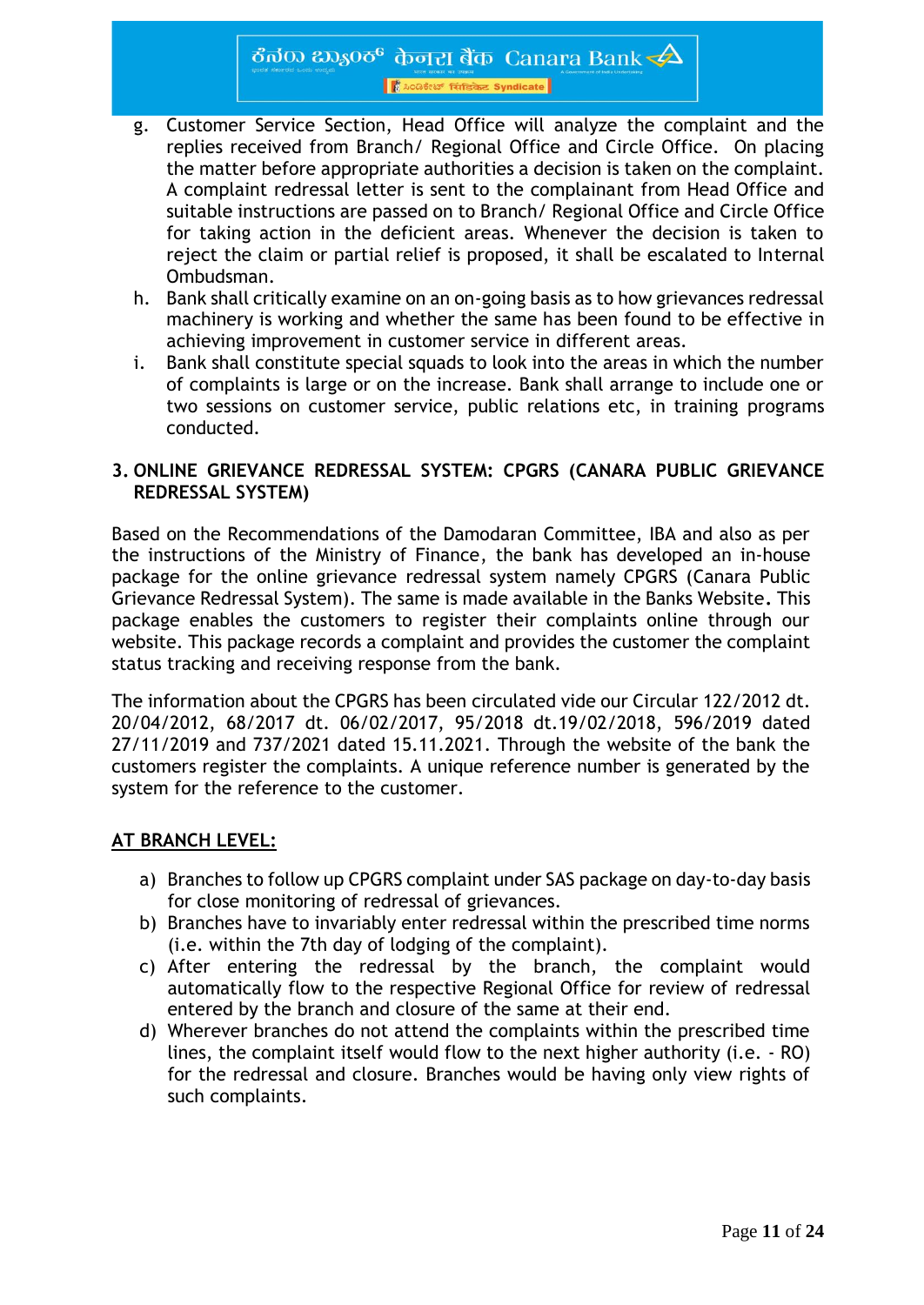g. Customer Service Section, Head Office will analyze the complaint and the replies received from Branch/ Regional Office and Circle Office. On placing the matter before appropriate authorities a decision is taken on the complaint. A complaint redressal letter is sent to the complainant from Head Office and suitable instructions are passed on to Branch/ Regional Office and Circle Office for taking action in the deficient areas. Whenever the decision is taken to reject the claim or partial relief is proposed, it shall be escalated to Internal Ombudsman.

h. Bank shall critically examine on an on-going basis as to how grievances redressal machinery is working and whether the same has been found to be effective in achieving improvement in customer service in different areas.

i. Bank shall constitute special squads to look into the areas in which the number of complaints is large or on the increase. Bank shall arrange to include one or two sessions on customer service, public relations etc, in training programs conducted.

## 3. ONLINE GRIEVANCE REDRESSAL SYSTEM: CPGRS (CANARA PUBLIC GRIEVANCE REDRESSAL SYSTEM)

Based on the Recommendations of the Damodaran Committee, IBA and also as per the instructions of the Ministry of Finance, the bank has developed an in-house package for the online grievance redressal system namely CPGRS (Canara Public Grievance Redressal System). The same is made available in the Banks Website**.** This package enables the customers to register their complaints online through our website. This package records a complaint and provides the customer the complaint status tracking and receiving response from the bank.

The information about the CPGRS has been circulated vide our Circular 122/2012 dt. 20/04/2012, 68/2017 dt. 06/02/2017, 95/2018 dt.19/02/2018, 596/2019 dated 27/11/2019 and 737/2021 dated 15.11.2021. Through the website of the bank the customers register the complaints. A unique reference number is generated by the system for the reference to the customer.

**AT BRANCH LEVEL:**

a) Branches to follow up CPGRS complaint under SAS package on day-to-day basis for close monitoring of redressal of grievances.
b) Branches have to invariably enter redressal within the prescribed time norms (i.e. within the 7th day of lodging of the complaint).
c) After entering the redressal by the branch, the complaint would automatically flow to the respective Regional Office for review of redressal entered by the branch and closure of the same at their end.
d) Wherever branches do not attend the complaints within the prescribed time lines, the complaint itself would flow to the next higher authority (i.e. - RO) for the redressal and closure. Branches would be having only view rights of such complaints.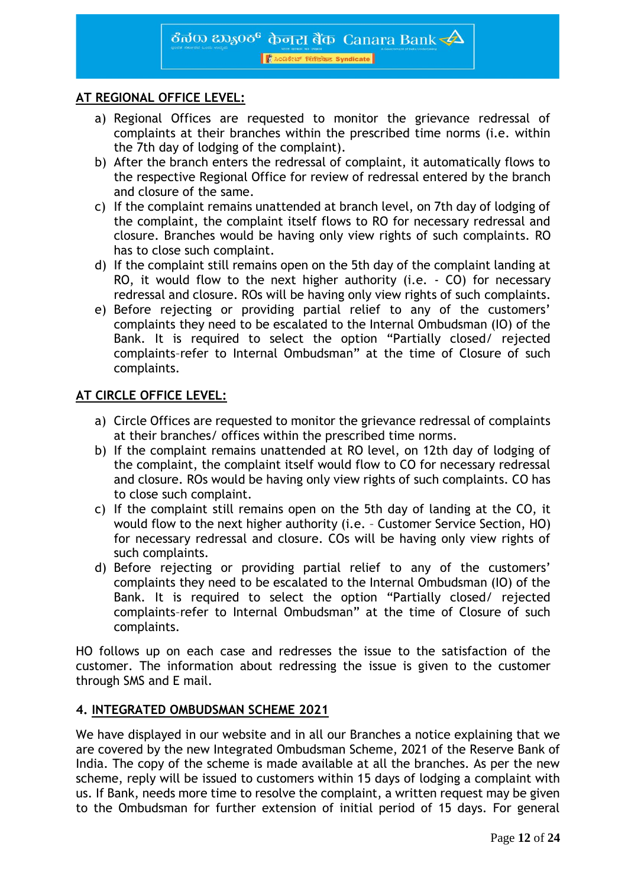**AT REGIONAL OFFICE LEVEL:**

a) Regional Offices are requested to monitor the grievance redressal of complaints at their branches within the prescribed time norms (i.e. within the 7th day of lodging of the complaint).
b) After the branch enters the redressal of complaint, it automatically flows to the respective Regional Office for review of redressal entered by the branch and closure of the same.
c) If the complaint remains unattended at branch level, on 7th day of lodging of the complaint, the complaint itself flows to RO for necessary redressal and closure. Branches would be having only view rights of such complaints. RO has to close such complaint.
d) If the complaint still remains open on the 5th day of the complaint landing at RO, it would flow to the next higher authority (i.e. - CO) for necessary redressal and closure. ROs will be having only view rights of such complaints.
e) Before rejecting or providing partial relief to any of the customers' complaints they need to be escalated to the Internal Ombudsman (IO) of the Bank. It is required to select the option "Partially closed/ rejected complaints–refer to Internal Ombudsman" at the time of Closure of such complaints.

**AT CIRCLE OFFICE LEVEL:**

a) Circle Offices are requested to monitor the grievance redressal of complaints at their branches/ offices within the prescribed time norms.
b) If the complaint remains unattended at RO level, on 12th day of lodging of the complaint, the complaint itself would flow to CO for necessary redressal and closure. ROs would be having only view rights of such complaints. CO has to close such complaint.
c) If the complaint still remains open on the 5th day of landing at the CO, it would flow to the next higher authority (i.e. – Customer Service Section, HO) for necessary redressal and closure. COs will be having only view rights of such complaints.
d) Before rejecting or providing partial relief to any of the customers' complaints they need to be escalated to the Internal Ombudsman (IO) of the Bank. It is required to select the option "Partially closed/ rejected complaints–refer to Internal Ombudsman" at the time of Closure of such complaints.

HO follows up on each case and redresses the issue to the satisfaction of the customer. The information about redressing the issue is given to the customer through SMS and E mail.

## 4. INTEGRATED OMBUDSMAN SCHEME 2021

We have displayed in our website and in all our Branches a notice explaining that we are covered by the new Integrated Ombudsman Scheme, 2021 of the Reserve Bank of India. The copy of the scheme is made available at all the branches. As per the new scheme, reply will be issued to customers within 15 days of lodging a complaint with us. If Bank, needs more time to resolve the complaint, a written request may be given to the Ombudsman for further extension of initial period of 15 days. For general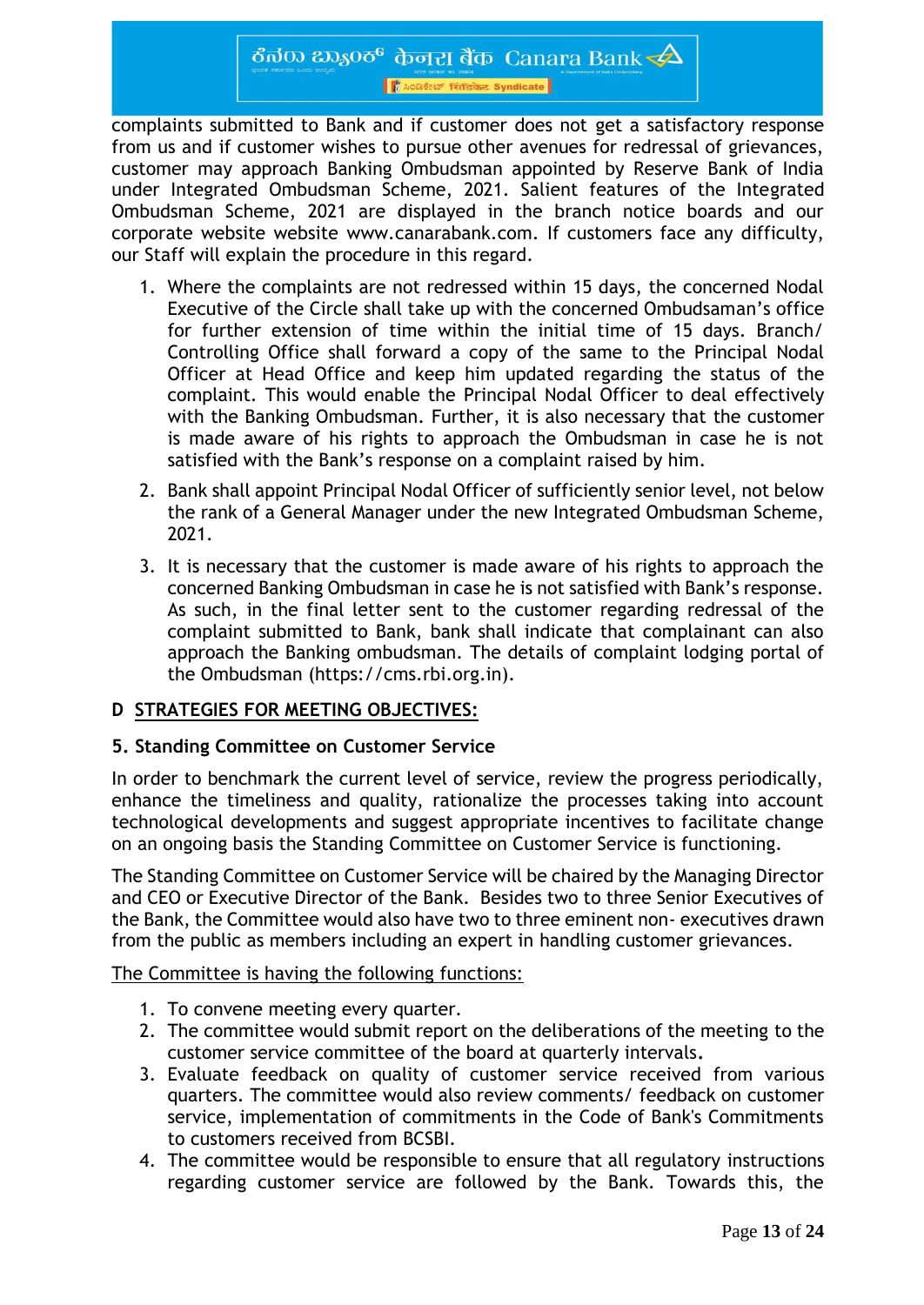complaints submitted to Bank and if customer does not get a satisfactory response from us and if customer wishes to pursue other avenues for redressal of grievances, customer may approach Banking Ombudsman appointed by Reserve Bank of India under Integrated Ombudsman Scheme, 2021. Salient features of the Integrated Ombudsman Scheme, 2021 are displayed in the branch notice boards and our corporate website website www.canarabank.com. If customers face any difficulty, our Staff will explain the procedure in this regard.

1. Where the complaints are not redressed within 15 days, the concerned Nodal Executive of the Circle shall take up with the concerned Ombudsaman's office for further extension of time within the initial time of 15 days. Branch/ Controlling Office shall forward a copy of the same to the Principal Nodal Officer at Head Office and keep him updated regarding the status of the complaint. This would enable the Principal Nodal Officer to deal effectively with the Banking Ombudsman. Further, it is also necessary that the customer is made aware of his rights to approach the Ombudsman in case he is not satisfied with the Bank's response on a complaint raised by him.
2. Bank shall appoint Principal Nodal Officer of sufficiently senior level, not below the rank of a General Manager under the new Integrated Ombudsman Scheme, 2021.
3. It is necessary that the customer is made aware of his rights to approach the concerned Banking Ombudsman in case he is not satisfied with Bank's response. As such, in the final letter sent to the customer regarding redressal of the complaint submitted to Bank, bank shall indicate that complainant can also approach the Banking ombudsman. The details of complaint lodging portal of the Ombudsman (https://cms.rbi.org.in).

## D <u>STRATEGIES FOR MEETING OBJECTIVES:</u>

### 5. Standing Committee on Customer Service

In order to benchmark the current level of service, review the progress periodically, enhance the timeliness and quality, rationalize the processes taking into account technological developments and suggest appropriate incentives to facilitate change on an ongoing basis the Standing Committee on Customer Service is functioning.

The Standing Committee on Customer Service will be chaired by the Managing Director and CEO or Executive Director of the Bank. Besides two to three Senior Executives of the Bank, the Committee would also have two to three eminent non- executives drawn from the public as members including an expert in handling customer grievances.

<u>The Committee is having the following functions:</u>

1. To convene meeting every quarter.
2. The committee would submit report on the deliberations of the meeting to the customer service committee of the board at quarterly intervals.
3. Evaluate feedback on quality of customer service received from various quarters. The committee would also review comments/ feedback on customer service, implementation of commitments in the Code of Bank's Commitments to customers received from BCSBI.
4. The committee would be responsible to ensure that all regulatory instructions regarding customer service are followed by the Bank. Towards this, the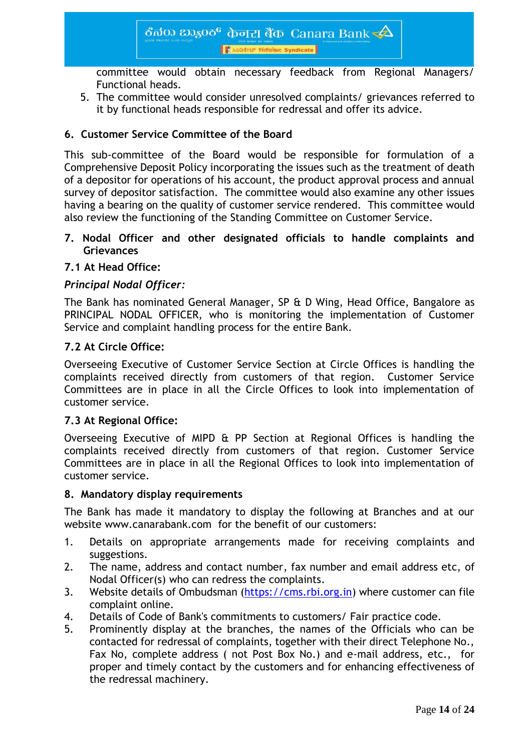committee would obtain necessary feedback from Regional Managers/ Functional heads.

5. The committee would consider unresolved complaints/ grievances referred to it by functional heads responsible for redressal and offer its advice.

## 6. Customer Service Committee of the Board

This sub-committee of the Board would be responsible for formulation of a Comprehensive Deposit Policy incorporating the issues such as the treatment of death of a depositor for operations of his account, the product approval process and annual survey of depositor satisfaction. The committee would also examine any other issues having a bearing on the quality of customer service rendered. This committee would also review the functioning of the Standing Committee on Customer Service.

## 7. Nodal Officer and other designated officials to handle complaints and Grievances

### 7.1 At Head Office:

***Principal Nodal Officer:***

The Bank has nominated General Manager, SP & D Wing, Head Office, Bangalore as PRINCIPAL NODAL OFFICER, who is monitoring the implementation of Customer Service and complaint handling process for the entire Bank.

### 7.2 At Circle Office:

Overseeing Executive of Customer Service Section at Circle Offices is handling the complaints received directly from customers of that region. Customer Service Committees are in place in all the Circle Offices to look into implementation of customer service.

### 7.3 At Regional Office:

Overseeing Executive of MIPD & PP Section at Regional Offices is handling the complaints received directly from customers of that region. Customer Service Committees are in place in all the Regional Offices to look into implementation of customer service.

## 8. Mandatory display requirements

The Bank has made it mandatory to display the following at Branches and at our website www.canarabank.com for the benefit of our customers:

1. Details on appropriate arrangements made for receiving complaints and suggestions.
2. The name, address and contact number, fax number and email address etc, of Nodal Officer(s) who can redress the complaints.
3. Website details of Ombudsman (https://cms.rbi.org.in) where customer can file complaint online.
4. Details of Code of Bank's commitments to customers/ Fair practice code.
5. Prominently display at the branches, the names of the Officials who can be contacted for redressal of complaints, together with their direct Telephone No., Fax No, complete address ( not Post Box No.) and e-mail address, etc., for proper and timely contact by the customers and for enhancing effectiveness of the redressal machinery.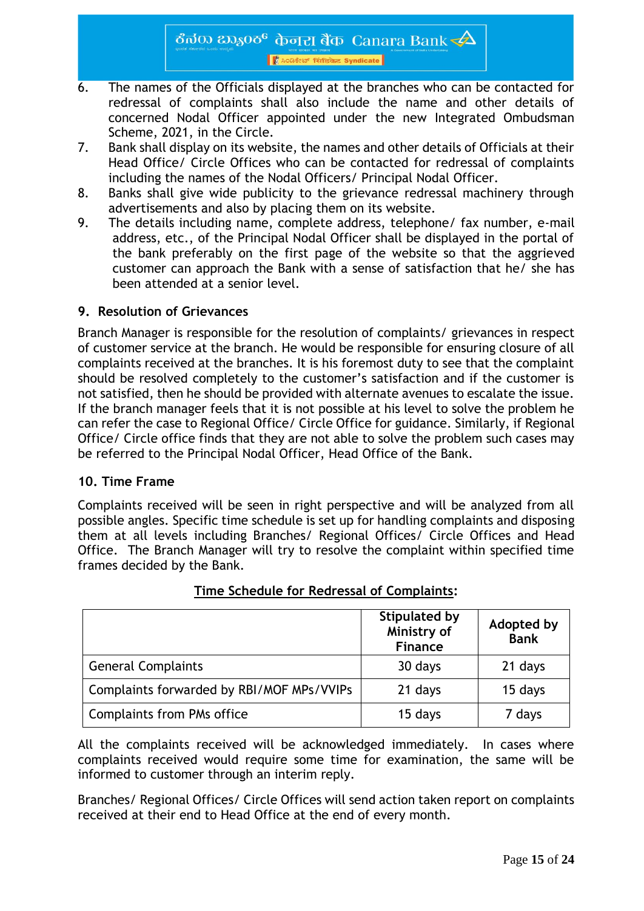6. The names of the Officials displayed at the branches who can be contacted for redressal of complaints shall also include the name and other details of concerned Nodal Officer appointed under the new Integrated Ombudsman Scheme, 2021, in the Circle.
7. Bank shall display on its website, the names and other details of Officials at their Head Office/ Circle Offices who can be contacted for redressal of complaints including the names of the Nodal Officers/ Principal Nodal Officer.
8. Banks shall give wide publicity to the grievance redressal machinery through advertisements and also by placing them on its website.
9. The details including name, complete address, telephone/ fax number, e-mail address, etc., of the Principal Nodal Officer shall be displayed in the portal of the bank preferably on the first page of the website so that the aggrieved customer can approach the Bank with a sense of satisfaction that he/ she has been attended at a senior level.

## 9. Resolution of Grievances

Branch Manager is responsible for the resolution of complaints/ grievances in respect of customer service at the branch. He would be responsible for ensuring closure of all complaints received at the branches. It is his foremost duty to see that the complaint should be resolved completely to the customer's satisfaction and if the customer is not satisfied, then he should be provided with alternate avenues to escalate the issue. If the branch manager feels that it is not possible at his level to solve the problem he can refer the case to Regional Office/ Circle Office for guidance. Similarly, if Regional Office/ Circle office finds that they are not able to solve the problem such cases may be referred to the Principal Nodal Officer, Head Office of the Bank.

## 10. Time Frame

Complaints received will be seen in right perspective and will be analyzed from all possible angles. Specific time schedule is set up for handling complaints and disposing them at all levels including Branches/ Regional Offices/ Circle Offices and Head Office. The Branch Manager will try to resolve the complaint within specified time frames decided by the Bank.

**Time Schedule for Redressal of Complaints:**

| | Stipulated by Ministry of Finance | Adopted by Bank |
|---|---|---|
| General Complaints | 30 days | 21 days |
| Complaints forwarded by RBI/MOF MPs/VVIPs | 21 days | 15 days |
| Complaints from PMs office | 15 days | 7 days |

All the complaints received will be acknowledged immediately. In cases where complaints received would require some time for examination, the same will be informed to customer through an interim reply.

Branches/ Regional Offices/ Circle Offices will send action taken report on complaints received at their end to Head Office at the end of every month.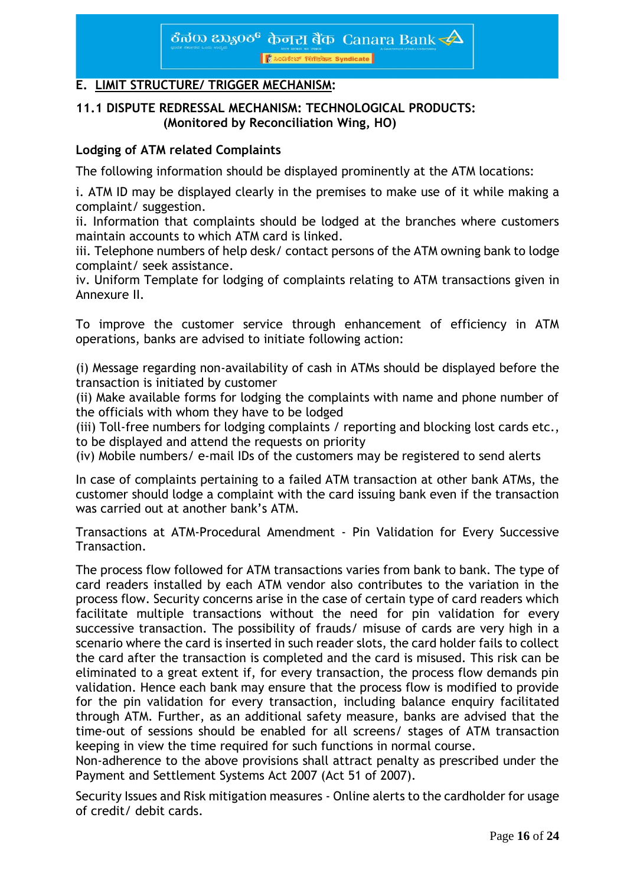## E. LIMIT STRUCTURE/ TRIGGER MECHANISM:

### 11.1 DISPUTE REDRESSAL MECHANISM: TECHNOLOGICAL PRODUCTS: (Monitored by Reconciliation Wing, HO)

**Lodging of ATM related Complaints**

The following information should be displayed prominently at the ATM locations:

i. ATM ID may be displayed clearly in the premises to make use of it while making a complaint/ suggestion.
ii. Information that complaints should be lodged at the branches where customers maintain accounts to which ATM card is linked.
iii. Telephone numbers of help desk/ contact persons of the ATM owning bank to lodge complaint/ seek assistance.
iv. Uniform Template for lodging of complaints relating to ATM transactions given in Annexure II.

To improve the customer service through enhancement of efficiency in ATM operations, banks are advised to initiate following action:

(i) Message regarding non-availability of cash in ATMs should be displayed before the transaction is initiated by customer
(ii) Make available forms for lodging the complaints with name and phone number of the officials with whom they have to be lodged
(iii) Toll-free numbers for lodging complaints / reporting and blocking lost cards etc., to be displayed and attend the requests on priority
(iv) Mobile numbers/ e-mail IDs of the customers may be registered to send alerts

In case of complaints pertaining to a failed ATM transaction at other bank ATMs, the customer should lodge a complaint with the card issuing bank even if the transaction was carried out at another bank's ATM.

Transactions at ATM-Procedural Amendment - Pin Validation for Every Successive Transaction.

The process flow followed for ATM transactions varies from bank to bank. The type of card readers installed by each ATM vendor also contributes to the variation in the process flow. Security concerns arise in the case of certain type of card readers which facilitate multiple transactions without the need for pin validation for every successive transaction. The possibility of frauds/ misuse of cards are very high in a scenario where the card is inserted in such reader slots, the card holder fails to collect the card after the transaction is completed and the card is misused. This risk can be eliminated to a great extent if, for every transaction, the process flow demands pin validation. Hence each bank may ensure that the process flow is modified to provide for the pin validation for every transaction, including balance enquiry facilitated through ATM. Further, as an additional safety measure, banks are advised that the time-out of sessions should be enabled for all screens/ stages of ATM transaction keeping in view the time required for such functions in normal course.
Non-adherence to the above provisions shall attract penalty as prescribed under the Payment and Settlement Systems Act 2007 (Act 51 of 2007).

Security Issues and Risk mitigation measures - Online alerts to the cardholder for usage of credit/ debit cards.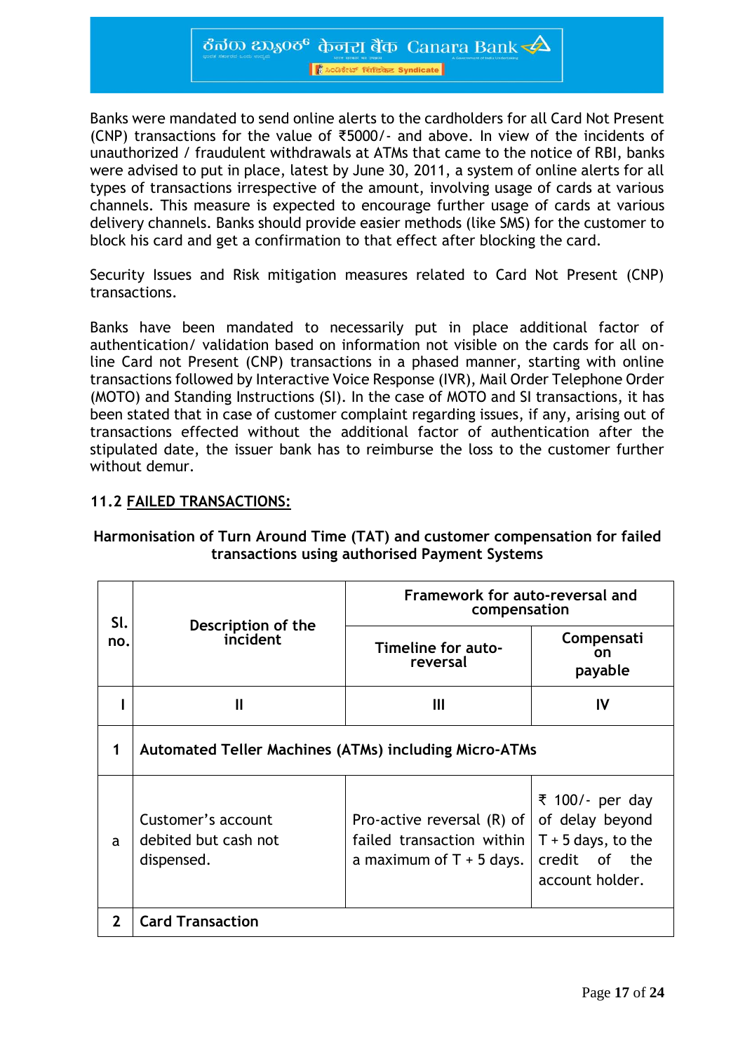Banks were mandated to send online alerts to the cardholders for all Card Not Present (CNP) transactions for the value of ₹5000/- and above. In view of the incidents of unauthorized / fraudulent withdrawals at ATMs that came to the notice of RBI, banks were advised to put in place, latest by June 30, 2011, a system of online alerts for all types of transactions irrespective of the amount, involving usage of cards at various channels. This measure is expected to encourage further usage of cards at various delivery channels. Banks should provide easier methods (like SMS) for the customer to block his card and get a confirmation to that effect after blocking the card.

Security Issues and Risk mitigation measures related to Card Not Present (CNP) transactions.

Banks have been mandated to necessarily put in place additional factor of authentication/ validation based on information not visible on the cards for all on-line Card not Present (CNP) transactions in a phased manner, starting with online transactions followed by Interactive Voice Response (IVR), Mail Order Telephone Order (MOTO) and Standing Instructions (SI). In the case of MOTO and SI transactions, it has been stated that in case of customer complaint regarding issues, if any, arising out of transactions effected without the additional factor of authentication after the stipulated date, the issuer bank has to reimburse the loss to the customer further without demur.

## 11.2 FAILED TRANSACTIONS:

**Harmonisation of Turn Around Time (TAT) and customer compensation for failed transactions using authorised Payment Systems**

| Sl. no. | Description of the incident | Framework for auto-reversal and compensation | |
|---|---|---|---|
| | | Timeline for auto-reversal | Compensation payable |
| I | II | III | IV |
| 1 | **Automated Teller Machines (ATMs) including Micro-ATMs** | | |
| a | Customer's account debited but cash not dispensed. | Pro-active reversal (R) of failed transaction within a maximum of T + 5 days. | ₹ 100/- per day of delay beyond T + 5 days, to the credit of the account holder. |
| 2 | **Card Transaction** | | |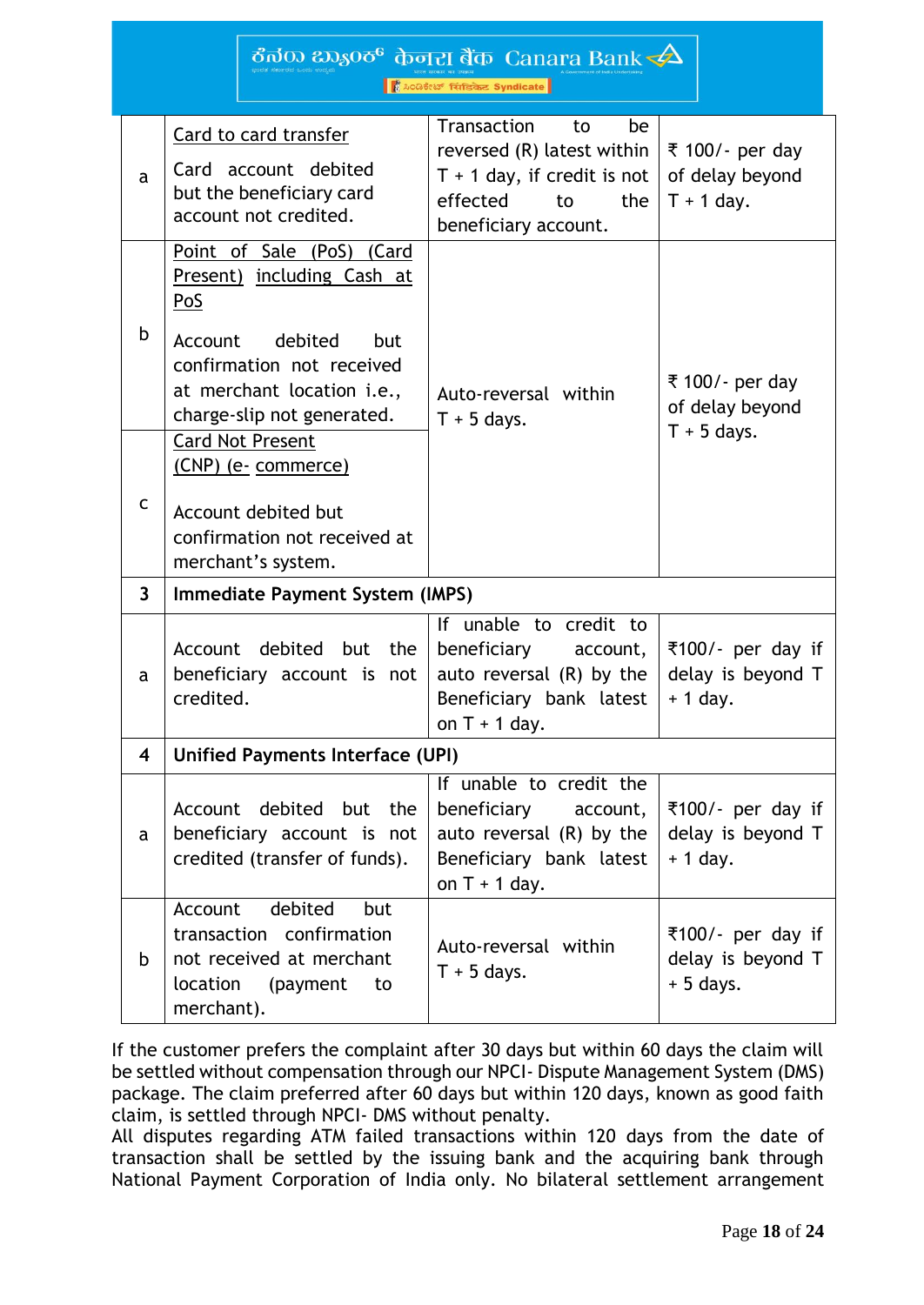| | | | |
|---|---|---|---|
| a | Card to card transfer<br><br>Card account debited but the beneficiary card account not credited. | Transaction to be reversed (R) latest within T + 1 day, if credit is not effected to the beneficiary account. | ₹ 100/- per day of delay beyond T + 1 day. |
| b | Point of Sale (PoS) (Card Present) including Cash at PoS<br><br>Account debited but confirmation not received at merchant location i.e., charge-slip not generated. | Auto-reversal within T + 5 days. | ₹ 100/- per day of delay beyond T + 5 days. |
| c | Card Not Present (CNP) (e- commerce)<br><br>Account debited but confirmation not received at merchant's system. | | |
| **3** | **Immediate Payment System (IMPS)** | | |
| a | Account debited but the beneficiary account is not credited. | If unable to credit to beneficiary account, auto reversal (R) by the Beneficiary bank latest on T + 1 day. | ₹100/- per day if delay is beyond T + 1 day. |
| **4** | **Unified Payments Interface (UPI)** | | |
| a | Account debited but the beneficiary account is not credited (transfer of funds). | If unable to credit the beneficiary account, auto reversal (R) by the Beneficiary bank latest on T + 1 day. | ₹100/- per day if delay is beyond T + 1 day. |
| b | Account debited but transaction confirmation not received at merchant location (payment to merchant). | Auto-reversal within T + 5 days. | ₹100/- per day if delay is beyond T + 5 days. |

If the customer prefers the complaint after 30 days but within 60 days the claim will be settled without compensation through our NPCI- Dispute Management System (DMS) package. The claim preferred after 60 days but within 120 days, known as good faith claim, is settled through NPCI- DMS without penalty.
All disputes regarding ATM failed transactions within 120 days from the date of transaction shall be settled by the issuing bank and the acquiring bank through National Payment Corporation of India only. No bilateral settlement arrangement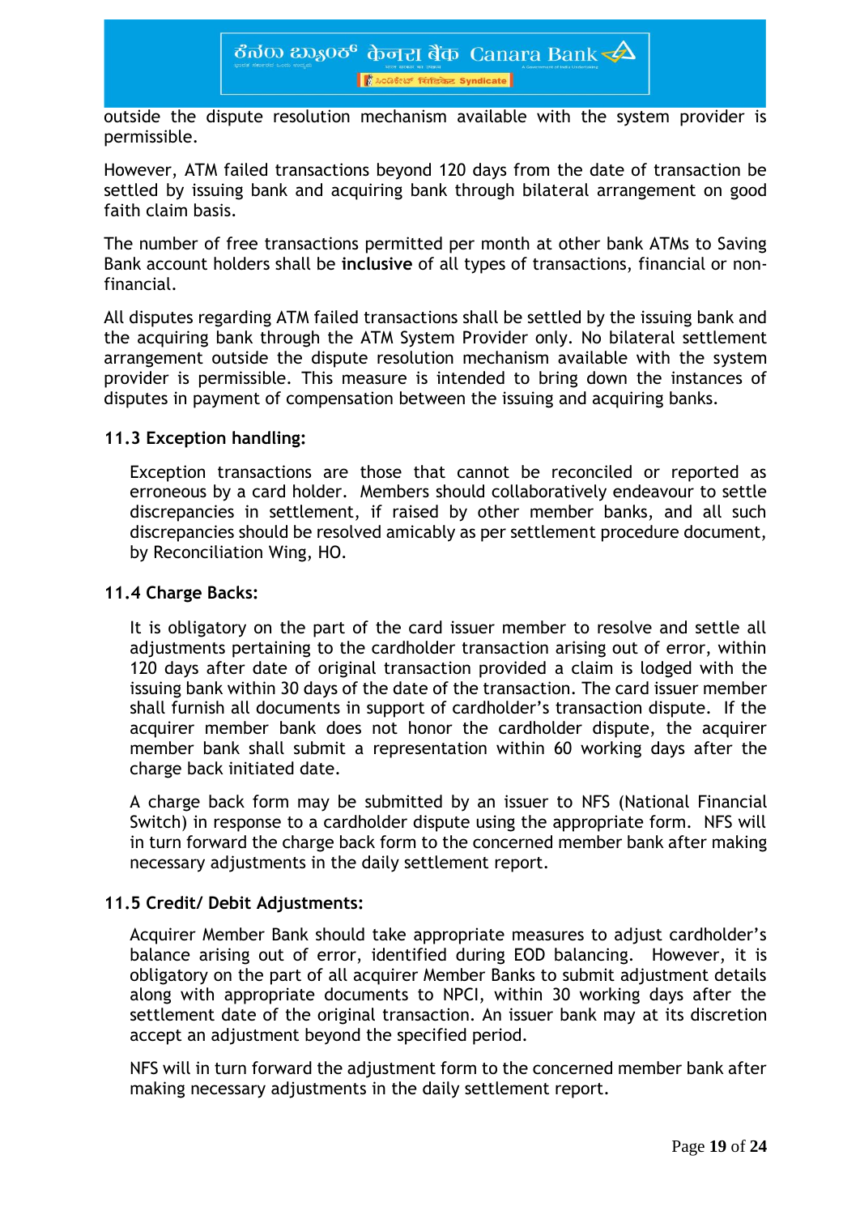outside the dispute resolution mechanism available with the system provider is permissible.

However, ATM failed transactions beyond 120 days from the date of transaction be settled by issuing bank and acquiring bank through bilateral arrangement on good faith claim basis.

The number of free transactions permitted per month at other bank ATMs to Saving Bank account holders shall be **inclusive** of all types of transactions, financial or non-financial.

All disputes regarding ATM failed transactions shall be settled by the issuing bank and the acquiring bank through the ATM System Provider only. No bilateral settlement arrangement outside the dispute resolution mechanism available with the system provider is permissible. This measure is intended to bring down the instances of disputes in payment of compensation between the issuing and acquiring banks.

### 11.3 Exception handling:

Exception transactions are those that cannot be reconciled or reported as erroneous by a card holder. Members should collaboratively endeavour to settle discrepancies in settlement, if raised by other member banks, and all such discrepancies should be resolved amicably as per settlement procedure document, by Reconciliation Wing, HO.

### 11.4 Charge Backs:

It is obligatory on the part of the card issuer member to resolve and settle all adjustments pertaining to the cardholder transaction arising out of error, within 120 days after date of original transaction provided a claim is lodged with the issuing bank within 30 days of the date of the transaction. The card issuer member shall furnish all documents in support of cardholder's transaction dispute. If the acquirer member bank does not honor the cardholder dispute, the acquirer member bank shall submit a representation within 60 working days after the charge back initiated date.

A charge back form may be submitted by an issuer to NFS (National Financial Switch) in response to a cardholder dispute using the appropriate form. NFS will in turn forward the charge back form to the concerned member bank after making necessary adjustments in the daily settlement report.

### 11.5 Credit/ Debit Adjustments:

Acquirer Member Bank should take appropriate measures to adjust cardholder's balance arising out of error, identified during EOD balancing. However, it is obligatory on the part of all acquirer Member Banks to submit adjustment details along with appropriate documents to NPCI, within 30 working days after the settlement date of the original transaction. An issuer bank may at its discretion accept an adjustment beyond the specified period.

NFS will in turn forward the adjustment form to the concerned member bank after making necessary adjustments in the daily settlement report.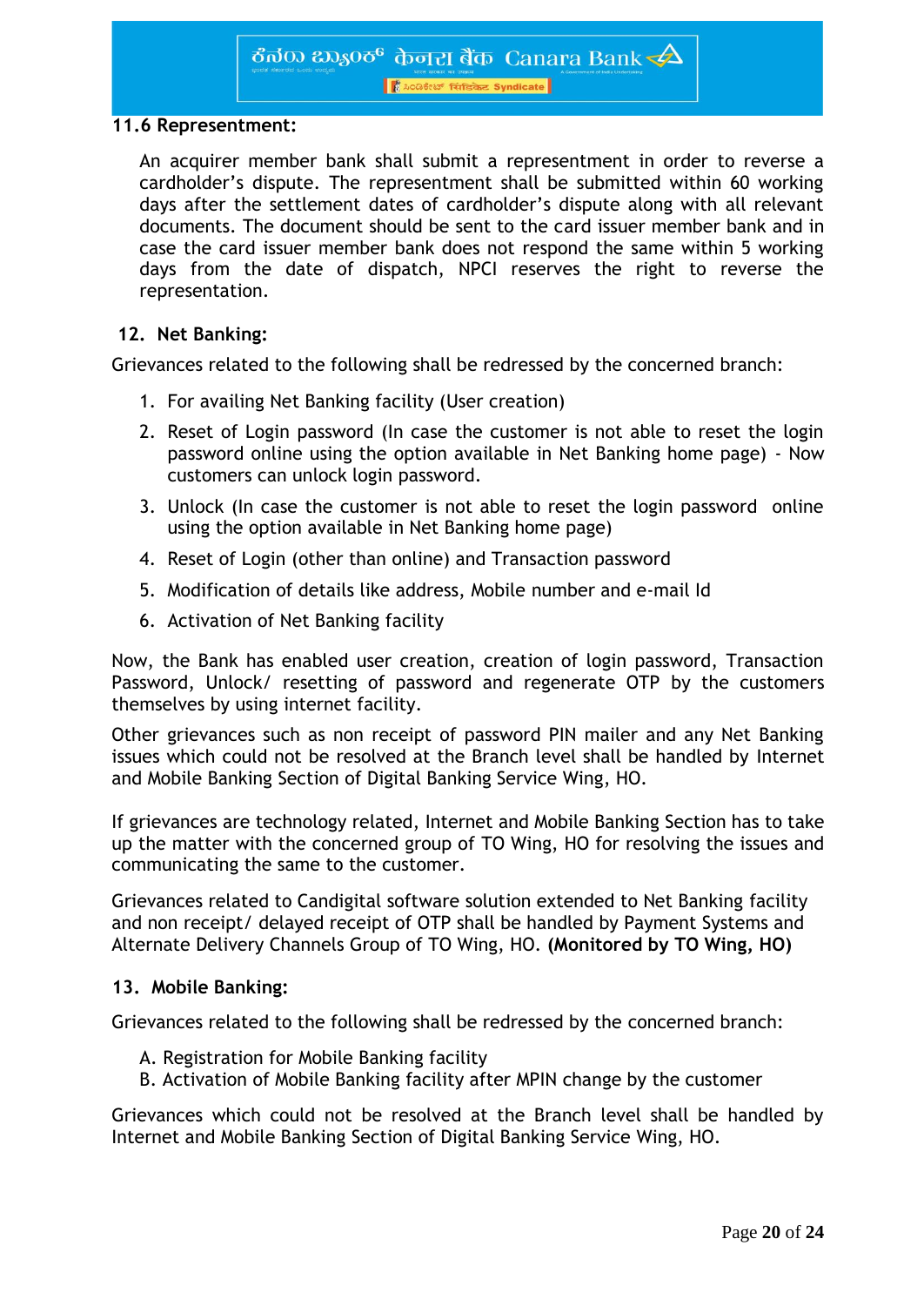### 11.6 Representment:

An acquirer member bank shall submit a representment in order to reverse a cardholder's dispute. The representment shall be submitted within 60 working days after the settlement dates of cardholder's dispute along with all relevant documents. The document should be sent to the card issuer member bank and in case the card issuer member bank does not respond the same within 5 working days from the date of dispatch, NPCI reserves the right to reverse the representation.

## 12. Net Banking:

Grievances related to the following shall be redressed by the concerned branch:

1. For availing Net Banking facility (User creation)
2. Reset of Login password (In case the customer is not able to reset the login password online using the option available in Net Banking home page) - Now customers can unlock login password.
3. Unlock (In case the customer is not able to reset the login password online using the option available in Net Banking home page)
4. Reset of Login (other than online) and Transaction password
5. Modification of details like address, Mobile number and e-mail Id
6. Activation of Net Banking facility

Now, the Bank has enabled user creation, creation of login password, Transaction Password, Unlock/ resetting of password and regenerate OTP by the customers themselves by using internet facility.

Other grievances such as non receipt of password PIN mailer and any Net Banking issues which could not be resolved at the Branch level shall be handled by Internet and Mobile Banking Section of Digital Banking Service Wing, HO.

If grievances are technology related, Internet and Mobile Banking Section has to take up the matter with the concerned group of TO Wing, HO for resolving the issues and communicating the same to the customer.

Grievances related to Candigital software solution extended to Net Banking facility and non receipt/ delayed receipt of OTP shall be handled by Payment Systems and Alternate Delivery Channels Group of TO Wing, HO. **(Monitored by TO Wing, HO)**

## 13. Mobile Banking:

Grievances related to the following shall be redressed by the concerned branch:

A. Registration for Mobile Banking facility
B. Activation of Mobile Banking facility after MPIN change by the customer

Grievances which could not be resolved at the Branch level shall be handled by Internet and Mobile Banking Section of Digital Banking Service Wing, HO.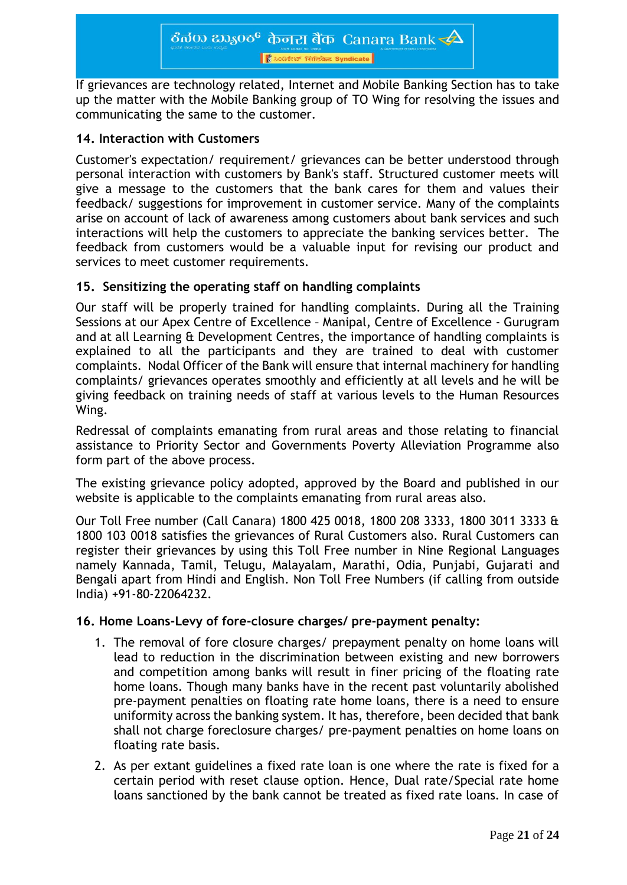If grievances are technology related, Internet and Mobile Banking Section has to take up the matter with the Mobile Banking group of TO Wing for resolving the issues and communicating the same to the customer.

**14. Interaction with Customers**

Customer's expectation/ requirement/ grievances can be better understood through personal interaction with customers by Bank's staff. Structured customer meets will give a message to the customers that the bank cares for them and values their feedback/ suggestions for improvement in customer service. Many of the complaints arise on account of lack of awareness among customers about bank services and such interactions will help the customers to appreciate the banking services better. The feedback from customers would be a valuable input for revising our product and services to meet customer requirements.

**15. Sensitizing the operating staff on handling complaints**

Our staff will be properly trained for handling complaints. During all the Training Sessions at our Apex Centre of Excellence – Manipal, Centre of Excellence - Gurugram and at all Learning & Development Centres, the importance of handling complaints is explained to all the participants and they are trained to deal with customer complaints. Nodal Officer of the Bank will ensure that internal machinery for handling complaints/ grievances operates smoothly and efficiently at all levels and he will be giving feedback on training needs of staff at various levels to the Human Resources Wing.

Redressal of complaints emanating from rural areas and those relating to financial assistance to Priority Sector and Governments Poverty Alleviation Programme also form part of the above process.

The existing grievance policy adopted, approved by the Board and published in our website is applicable to the complaints emanating from rural areas also.

Our Toll Free number (Call Canara) 1800 425 0018, 1800 208 3333, 1800 3011 3333 & 1800 103 0018 satisfies the grievances of Rural Customers also. Rural Customers can register their grievances by using this Toll Free number in Nine Regional Languages namely Kannada, Tamil, Telugu, Malayalam, Marathi, Odia, Punjabi, Gujarati and Bengali apart from Hindi and English. Non Toll Free Numbers (if calling from outside India) +91-80-22064232.

**16. Home Loans-Levy of fore-closure charges/ pre-payment penalty:**

1. The removal of fore closure charges/ prepayment penalty on home loans will lead to reduction in the discrimination between existing and new borrowers and competition among banks will result in finer pricing of the floating rate home loans. Though many banks have in the recent past voluntarily abolished pre-payment penalties on floating rate home loans, there is a need to ensure uniformity across the banking system. It has, therefore, been decided that bank shall not charge foreclosure charges/ pre-payment penalties on home loans on floating rate basis.
2. As per extant guidelines a fixed rate loan is one where the rate is fixed for a certain period with reset clause option. Hence, Dual rate/Special rate home loans sanctioned by the bank cannot be treated as fixed rate loans. In case of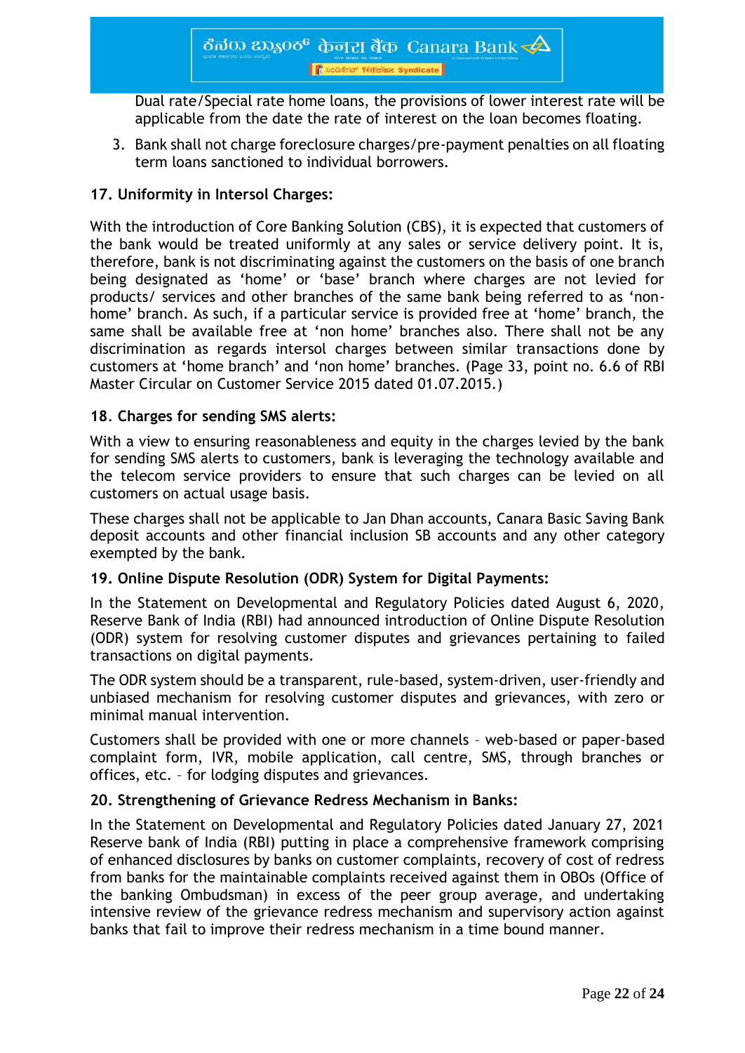Dual rate/Special rate home loans, the provisions of lower interest rate will be applicable from the date the rate of interest on the loan becomes floating.

3. Bank shall not charge foreclosure charges/pre-payment penalties on all floating term loans sanctioned to individual borrowers.

**17. Uniformity in Intersol Charges:**

With the introduction of Core Banking Solution (CBS), it is expected that customers of the bank would be treated uniformly at any sales or service delivery point. It is, therefore, bank is not discriminating against the customers on the basis of one branch being designated as 'home' or 'base' branch where charges are not levied for products/ services and other branches of the same bank being referred to as 'non-home' branch. As such, if a particular service is provided free at 'home' branch, the same shall be available free at 'non home' branches also. There shall not be any discrimination as regards intersol charges between similar transactions done by customers at 'home branch' and 'non home' branches. (Page 33, point no. 6.6 of RBI Master Circular on Customer Service 2015 dated 01.07.2015.)

**18. Charges for sending SMS alerts:**

With a view to ensuring reasonableness and equity in the charges levied by the bank for sending SMS alerts to customers, bank is leveraging the technology available and the telecom service providers to ensure that such charges can be levied on all customers on actual usage basis.

These charges shall not be applicable to Jan Dhan accounts, Canara Basic Saving Bank deposit accounts and other financial inclusion SB accounts and any other category exempted by the bank.

**19. Online Dispute Resolution (ODR) System for Digital Payments:**

In the Statement on Developmental and Regulatory Policies dated August 6, 2020, Reserve Bank of India (RBI) had announced introduction of Online Dispute Resolution (ODR) system for resolving customer disputes and grievances pertaining to failed transactions on digital payments.

The ODR system should be a transparent, rule-based, system-driven, user-friendly and unbiased mechanism for resolving customer disputes and grievances, with zero or minimal manual intervention.

Customers shall be provided with one or more channels – web-based or paper-based complaint form, IVR, mobile application, call centre, SMS, through branches or offices, etc. – for lodging disputes and grievances.

**20. Strengthening of Grievance Redress Mechanism in Banks:**

In the Statement on Developmental and Regulatory Policies dated January 27, 2021 Reserve bank of India (RBI) putting in place a comprehensive framework comprising of enhanced disclosures by banks on customer complaints, recovery of cost of redress from banks for the maintainable complaints received against them in OBOs (Office of the banking Ombudsman) in excess of the peer group average, and undertaking intensive review of the grievance redress mechanism and supervisory action against banks that fail to improve their redress mechanism in a time bound manner.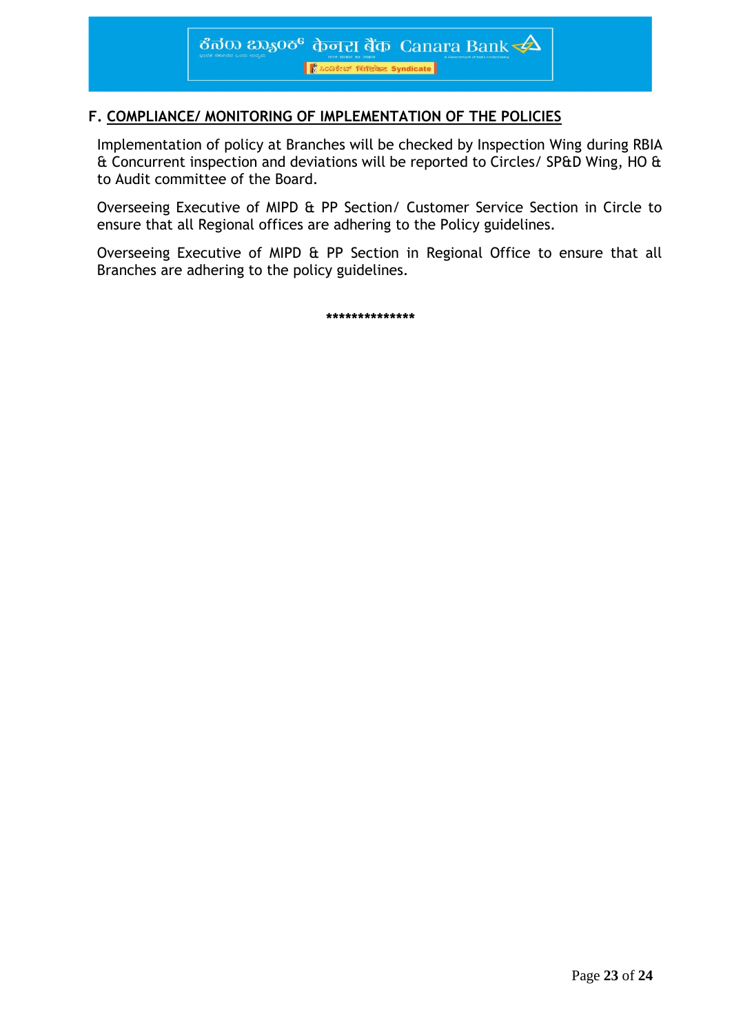## F. COMPLIANCE/ MONITORING OF IMPLEMENTATION OF THE POLICIES

Implementation of policy at Branches will be checked by Inspection Wing during RBIA & Concurrent inspection and deviations will be reported to Circles/ SP&D Wing, HO & to Audit committee of the Board.

Overseeing Executive of MIPD & PP Section/ Customer Service Section in Circle to ensure that all Regional offices are adhering to the Policy guidelines.

Overseeing Executive of MIPD & PP Section in Regional Office to ensure that all Branches are adhering to the policy guidelines.

***************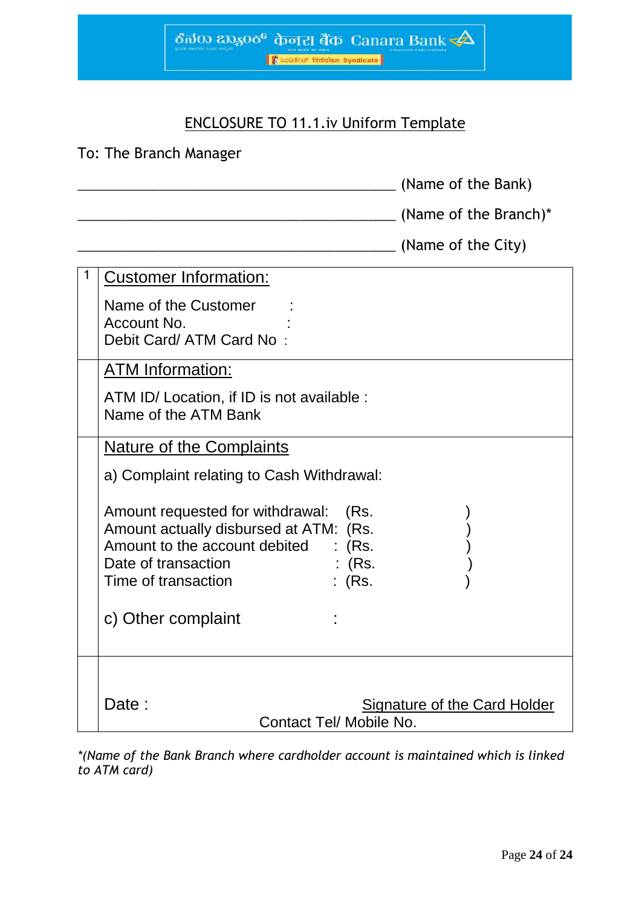ಕೆನರಾ ಬ್ಯಾಂಕ್ केनरा बैंक Canara Bank

ENCLOSURE TO 11.1.iv Uniform Template

To: The Branch Manager

__________________________________________ (Name of the Bank)

__________________________________________ (Name of the Branch)*

__________________________________________ (Name of the City)

| | |
|---|---|
| 1 | Customer Information:<br><br>Name of the Customer :<br>Account No. :<br>Debit Card/ ATM Card No : |
| | ATM Information:<br><br>ATM ID/ Location, if ID is not available :<br>Name of the ATM Bank |
| | Nature of the Complaints<br><br>a) Complaint relating to Cash Withdrawal:<br><br>Amount requested for withdrawal: (Rs. )<br>Amount actually disbursed at ATM: (Rs. )<br>Amount to the account debited : (Rs. )<br>Date of transaction : (Rs. )<br>Time of transaction : (Rs. )<br><br>c) Other complaint : |
| | Date : Signature of the Card Holder<br>Contact Tel/ Mobile No. |

*(Name of the Bank Branch where cardholder account is maintained which is linked to ATM card)*